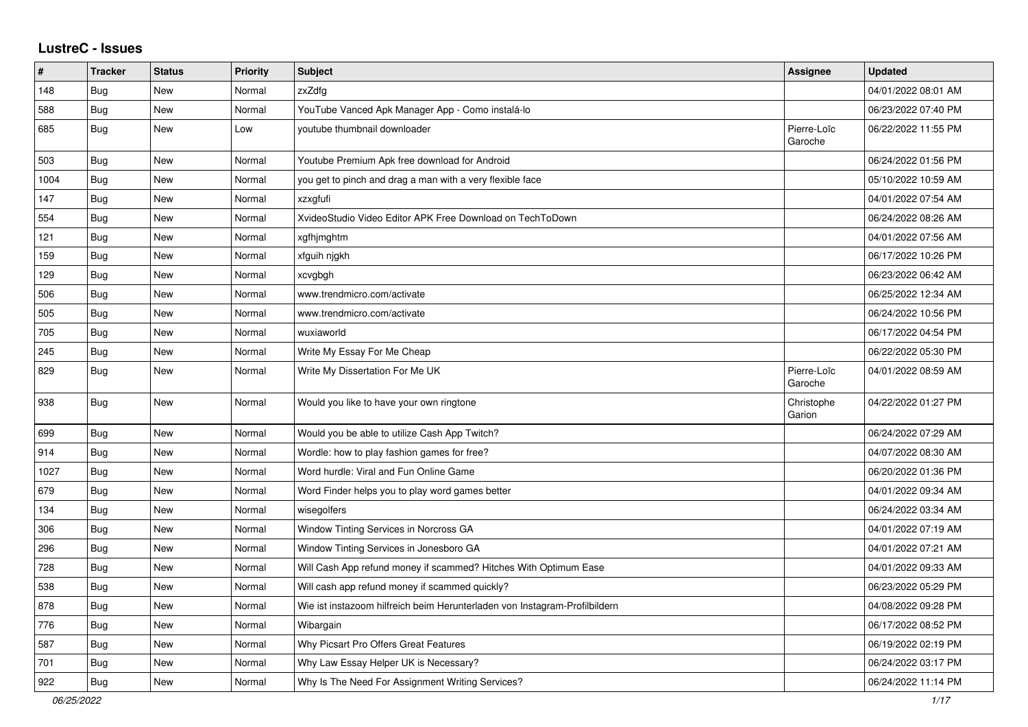# LustreC - Issues

| # | Tracker | Status | Priority | Subject | Assignee | Updated |
|---|---|---|---|---|---|---|
| 148 | Bug | New | Normal | zxZdfg | | 04/01/2022 08:01 AM |
| 588 | Bug | New | Normal | YouTube Vanced Apk Manager App - Como instalá-lo | | 06/23/2022 07:40 PM |
| 685 | Bug | New | Low | youtube thumbnail downloader | Pierre-Loïc Garoche | 06/22/2022 11:55 PM |
| 503 | Bug | New | Normal | Youtube Premium Apk free download for Android | | 06/24/2022 01:56 PM |
| 1004 | Bug | New | Normal | you get to pinch and drag a man with a very flexible face | | 05/10/2022 10:59 AM |
| 147 | Bug | New | Normal | xzxgfufi | | 04/01/2022 07:54 AM |
| 554 | Bug | New | Normal | XvideoStudio Video Editor APK Free Download on TechToDown | | 06/24/2022 08:26 AM |
| 121 | Bug | New | Normal | xgfhjmghtm | | 04/01/2022 07:56 AM |
| 159 | Bug | New | Normal | xfguih njgkh | | 06/17/2022 10:26 PM |
| 129 | Bug | New | Normal | xcvgbgh | | 06/23/2022 06:42 AM |
| 506 | Bug | New | Normal | www.trendmicro.com/activate | | 06/25/2022 12:34 AM |
| 505 | Bug | New | Normal | www.trendmicro.com/activate | | 06/24/2022 10:56 PM |
| 705 | Bug | New | Normal | wuxiaworld | | 06/17/2022 04:54 PM |
| 245 | Bug | New | Normal | Write My Essay For Me Cheap | | 06/22/2022 05:30 PM |
| 829 | Bug | New | Normal | Write My Dissertation For Me UK | Pierre-Loïc Garoche | 04/01/2022 08:59 AM |
| 938 | Bug | New | Normal | Would you like to have your own ringtone | Christophe Garion | 04/22/2022 01:27 PM |
| 699 | Bug | New | Normal | Would you be able to utilize Cash App Twitch? | | 06/24/2022 07:29 AM |
| 914 | Bug | New | Normal | Wordle: how to play fashion games for free? | | 04/07/2022 08:30 AM |
| 1027 | Bug | New | Normal | Word hurdle: Viral and Fun Online Game | | 06/20/2022 01:36 PM |
| 679 | Bug | New | Normal | Word Finder helps you to play word games better | | 04/01/2022 09:34 AM |
| 134 | Bug | New | Normal | wisegolfers | | 06/24/2022 03:34 AM |
| 306 | Bug | New | Normal | Window Tinting Services in Norcross GA | | 04/01/2022 07:19 AM |
| 296 | Bug | New | Normal | Window Tinting Services in Jonesboro GA | | 04/01/2022 07:21 AM |
| 728 | Bug | New | Normal | Will Cash App refund money if scammed? Hitches With Optimum Ease | | 04/01/2022 09:33 AM |
| 538 | Bug | New | Normal | Will cash app refund money if scammed quickly? | | 06/23/2022 05:29 PM |
| 878 | Bug | New | Normal | Wie ist instazoom hilfreich beim Herunterladen von Instagram-Profilbildern | | 04/08/2022 09:28 PM |
| 776 | Bug | New | Normal | Wibargain | | 06/17/2022 08:52 PM |
| 587 | Bug | New | Normal | Why Picsart Pro Offers Great Features | | 06/19/2022 02:19 PM |
| 701 | Bug | New | Normal | Why Law Essay Helper UK is Necessary? | | 06/24/2022 03:17 PM |
| 922 | Bug | New | Normal | Why Is The Need For Assignment Writing Services? | | 06/24/2022 11:14 PM |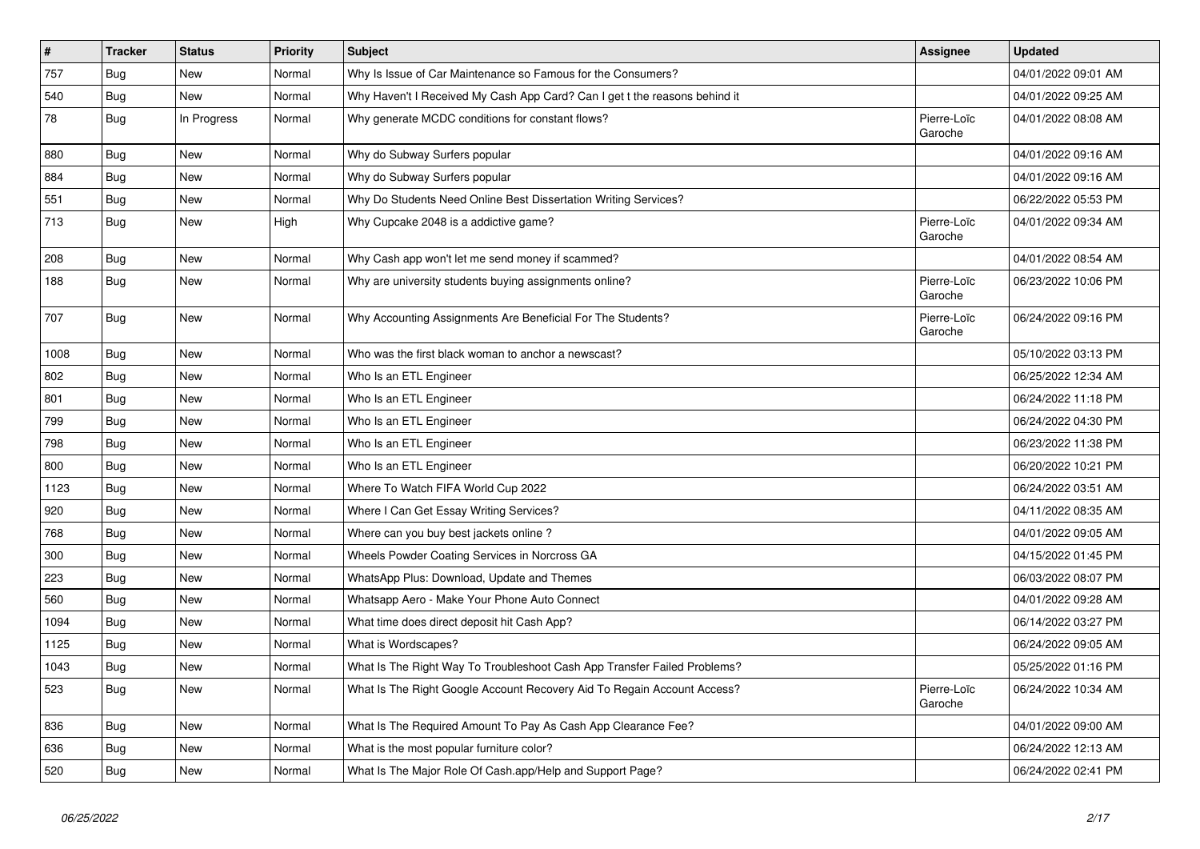| # | Tracker | Status | Priority | Subject | Assignee | Updated |
|---|---|---|---|---|---|---|
| 757 | Bug | New | Normal | Why Is Issue of Car Maintenance so Famous for the Consumers? | | 04/01/2022 09:01 AM |
| 540 | Bug | New | Normal | Why Haven't I Received My Cash App Card? Can I get t the reasons behind it | | 04/01/2022 09:25 AM |
| 78 | Bug | In Progress | Normal | Why generate MCDC conditions for constant flows? | Pierre-Loïc Garoche | 04/01/2022 08:08 AM |
| 880 | Bug | New | Normal | Why do Subway Surfers popular | | 04/01/2022 09:16 AM |
| 884 | Bug | New | Normal | Why do Subway Surfers popular | | 04/01/2022 09:16 AM |
| 551 | Bug | New | Normal | Why Do Students Need Online Best Dissertation Writing Services? | | 06/22/2022 05:53 PM |
| 713 | Bug | New | High | Why Cupcake 2048 is a addictive game? | Pierre-Loïc Garoche | 04/01/2022 09:34 AM |
| 208 | Bug | New | Normal | Why Cash app won't let me send money if scammed? | | 04/01/2022 08:54 AM |
| 188 | Bug | New | Normal | Why are university students buying assignments online? | Pierre-Loïc Garoche | 06/23/2022 10:06 PM |
| 707 | Bug | New | Normal | Why Accounting Assignments Are Beneficial For The Students? | Pierre-Loïc Garoche | 06/24/2022 09:16 PM |
| 1008 | Bug | New | Normal | Who was the first black woman to anchor a newscast? | | 05/10/2022 03:13 PM |
| 802 | Bug | New | Normal | Who Is an ETL Engineer | | 06/25/2022 12:34 AM |
| 801 | Bug | New | Normal | Who Is an ETL Engineer | | 06/24/2022 11:18 PM |
| 799 | Bug | New | Normal | Who Is an ETL Engineer | | 06/24/2022 04:30 PM |
| 798 | Bug | New | Normal | Who Is an ETL Engineer | | 06/23/2022 11:38 PM |
| 800 | Bug | New | Normal | Who Is an ETL Engineer | | 06/20/2022 10:21 PM |
| 1123 | Bug | New | Normal | Where To Watch FIFA World Cup 2022 | | 06/24/2022 03:51 AM |
| 920 | Bug | New | Normal | Where I Can Get Essay Writing Services? | | 04/11/2022 08:35 AM |
| 768 | Bug | New | Normal | Where can you buy best jackets online ? | | 04/01/2022 09:05 AM |
| 300 | Bug | New | Normal | Wheels Powder Coating Services in Norcross GA | | 04/15/2022 01:45 PM |
| 223 | Bug | New | Normal | WhatsApp Plus: Download, Update and Themes | | 06/03/2022 08:07 PM |
| 560 | Bug | New | Normal | Whatsapp Aero - Make Your Phone Auto Connect | | 04/01/2022 09:28 AM |
| 1094 | Bug | New | Normal | What time does direct deposit hit Cash App? | | 06/14/2022 03:27 PM |
| 1125 | Bug | New | Normal | What is Wordscapes? | | 06/24/2022 09:05 AM |
| 1043 | Bug | New | Normal | What Is The Right Way To Troubleshoot Cash App Transfer Failed Problems? | | 05/25/2022 01:16 PM |
| 523 | Bug | New | Normal | What Is The Right Google Account Recovery Aid To Regain Account Access? | Pierre-Loïc Garoche | 06/24/2022 10:34 AM |
| 836 | Bug | New | Normal | What Is The Required Amount To Pay As Cash App Clearance Fee? | | 04/01/2022 09:00 AM |
| 636 | Bug | New | Normal | What is the most popular furniture color? | | 06/24/2022 12:13 AM |
| 520 | Bug | New | Normal | What Is The Major Role Of Cash.app/Help and Support Page? | | 06/24/2022 02:41 PM |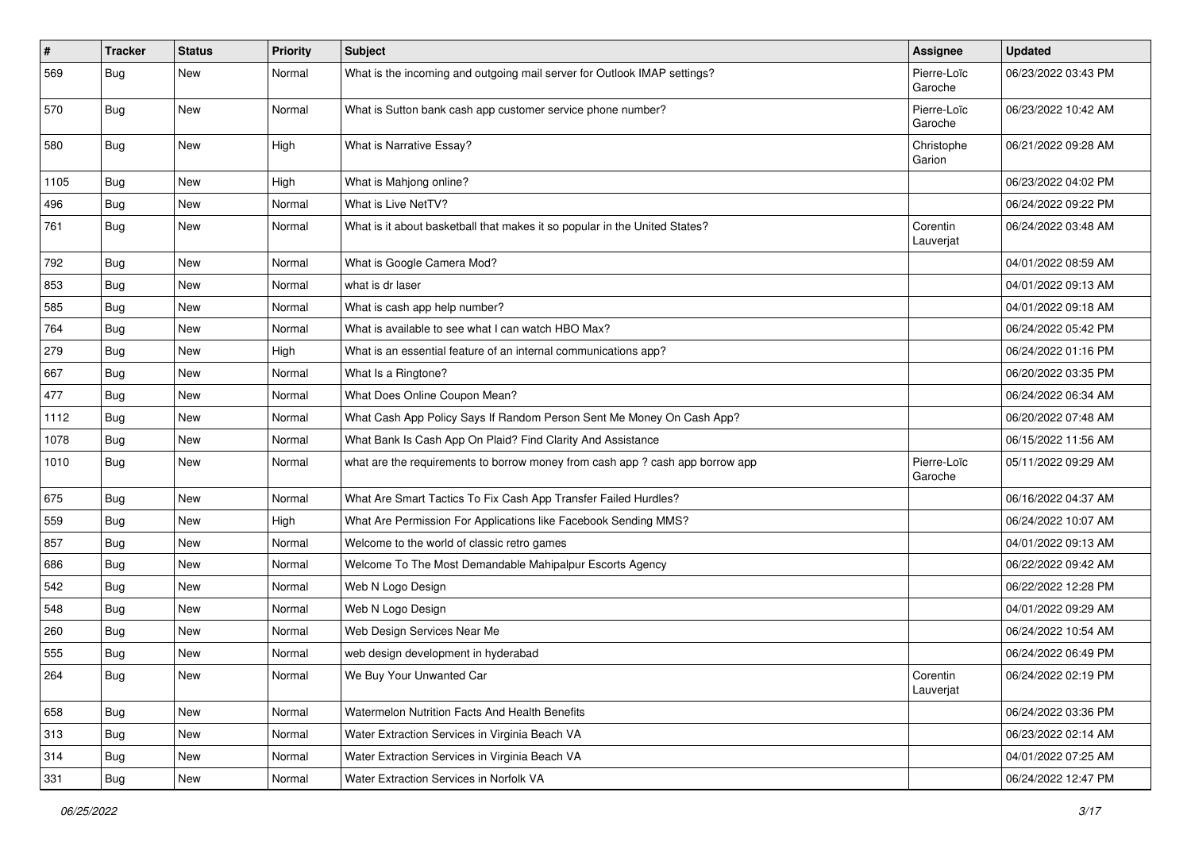| # | Tracker | Status | Priority | Subject | Assignee | Updated |
|---|---|---|---|---|---|---|
| 569 | Bug | New | Normal | What is the incoming and outgoing mail server for Outlook IMAP settings? | Pierre-Loïc Garoche | 06/23/2022 03:43 PM |
| 570 | Bug | New | Normal | What is Sutton bank cash app customer service phone number? | Pierre-Loïc Garoche | 06/23/2022 10:42 AM |
| 580 | Bug | New | High | What is Narrative Essay? | Christophe Garion | 06/21/2022 09:28 AM |
| 1105 | Bug | New | High | What is Mahjong online? | | 06/23/2022 04:02 PM |
| 496 | Bug | New | Normal | What is Live NetTV? | | 06/24/2022 09:22 PM |
| 761 | Bug | New | Normal | What is it about basketball that makes it so popular in the United States? | Corentin Lauverjat | 06/24/2022 03:48 AM |
| 792 | Bug | New | Normal | What is Google Camera Mod? | | 04/01/2022 08:59 AM |
| 853 | Bug | New | Normal | what is dr laser | | 04/01/2022 09:13 AM |
| 585 | Bug | New | Normal | What is cash app help number? | | 04/01/2022 09:18 AM |
| 764 | Bug | New | Normal | What is available to see what I can watch HBO Max? | | 06/24/2022 05:42 PM |
| 279 | Bug | New | High | What is an essential feature of an internal communications app? | | 06/24/2022 01:16 PM |
| 667 | Bug | New | Normal | What Is a Ringtone? | | 06/20/2022 03:35 PM |
| 477 | Bug | New | Normal | What Does Online Coupon Mean? | | 06/24/2022 06:34 AM |
| 1112 | Bug | New | Normal | What Cash App Policy Says If Random Person Sent Me Money On Cash App? | | 06/20/2022 07:48 AM |
| 1078 | Bug | New | Normal | What Bank Is Cash App On Plaid? Find Clarity And Assistance | | 06/15/2022 11:56 AM |
| 1010 | Bug | New | Normal | what are the requirements to borrow money from cash app ? cash app borrow app | Pierre-Loïc Garoche | 05/11/2022 09:29 AM |
| 675 | Bug | New | Normal | What Are Smart Tactics To Fix Cash App Transfer Failed Hurdles? | | 06/16/2022 04:37 AM |
| 559 | Bug | New | High | What Are Permission For Applications like Facebook Sending MMS? | | 06/24/2022 10:07 AM |
| 857 | Bug | New | Normal | Welcome to the world of classic retro games | | 04/01/2022 09:13 AM |
| 686 | Bug | New | Normal | Welcome To The Most Demandable Mahipalpur Escorts Agency | | 06/22/2022 09:42 AM |
| 542 | Bug | New | Normal | Web N Logo Design | | 06/22/2022 12:28 PM |
| 548 | Bug | New | Normal | Web N Logo Design | | 04/01/2022 09:29 AM |
| 260 | Bug | New | Normal | Web Design Services Near Me | | 06/24/2022 10:54 AM |
| 555 | Bug | New | Normal | web design development in hyderabad | | 06/24/2022 06:49 PM |
| 264 | Bug | New | Normal | We Buy Your Unwanted Car | Corentin Lauverjat | 06/24/2022 02:19 PM |
| 658 | Bug | New | Normal | Watermelon Nutrition Facts And Health Benefits | | 06/24/2022 03:36 PM |
| 313 | Bug | New | Normal | Water Extraction Services in Virginia Beach VA | | 06/23/2022 02:14 AM |
| 314 | Bug | New | Normal | Water Extraction Services in Virginia Beach VA | | 04/01/2022 07:25 AM |
| 331 | Bug | New | Normal | Water Extraction Services in Norfolk VA | | 06/24/2022 12:47 PM |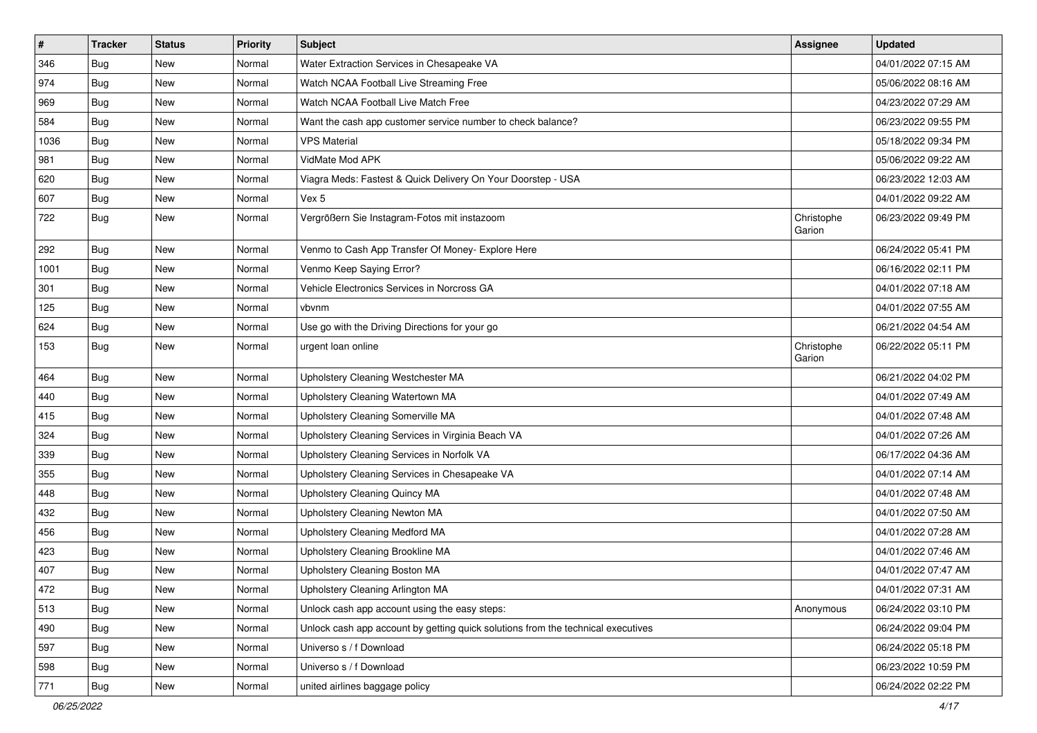| # | Tracker | Status | Priority | Subject | Assignee | Updated |
| --- | --- | --- | --- | --- | --- | --- |
| 346 | Bug | New | Normal | Water Extraction Services in Chesapeake VA | | 04/01/2022 07:15 AM |
| 974 | Bug | New | Normal | Watch NCAA Football Live Streaming Free | | 05/06/2022 08:16 AM |
| 969 | Bug | New | Normal | Watch NCAA Football Live Match Free | | 04/23/2022 07:29 AM |
| 584 | Bug | New | Normal | Want the cash app customer service number to check balance? | | 06/23/2022 09:55 PM |
| 1036 | Bug | New | Normal | VPS Material | | 05/18/2022 09:34 PM |
| 981 | Bug | New | Normal | VidMate Mod APK | | 05/06/2022 09:22 AM |
| 620 | Bug | New | Normal | Viagra Meds: Fastest & Quick Delivery On Your Doorstep - USA | | 06/23/2022 12:03 AM |
| 607 | Bug | New | Normal | Vex 5 | | 04/01/2022 09:22 AM |
| 722 | Bug | New | Normal | Vergrößern Sie Instagram-Fotos mit instazoom | Christophe Garion | 06/23/2022 09:49 PM |
| 292 | Bug | New | Normal | Venmo to Cash App Transfer Of Money- Explore Here | | 06/24/2022 05:41 PM |
| 1001 | Bug | New | Normal | Venmo Keep Saying Error? | | 06/16/2022 02:11 PM |
| 301 | Bug | New | Normal | Vehicle Electronics Services in Norcross GA | | 04/01/2022 07:18 AM |
| 125 | Bug | New | Normal | vbvnm | | 04/01/2022 07:55 AM |
| 624 | Bug | New | Normal | Use go with the Driving Directions for your go | | 06/21/2022 04:54 AM |
| 153 | Bug | New | Normal | urgent loan online | Christophe Garion | 06/22/2022 05:11 PM |
| 464 | Bug | New | Normal | Upholstery Cleaning Westchester MA | | 06/21/2022 04:02 PM |
| 440 | Bug | New | Normal | Upholstery Cleaning Watertown MA | | 04/01/2022 07:49 AM |
| 415 | Bug | New | Normal | Upholstery Cleaning Somerville MA | | 04/01/2022 07:48 AM |
| 324 | Bug | New | Normal | Upholstery Cleaning Services in Virginia Beach VA | | 04/01/2022 07:26 AM |
| 339 | Bug | New | Normal | Upholstery Cleaning Services in Norfolk VA | | 06/17/2022 04:36 AM |
| 355 | Bug | New | Normal | Upholstery Cleaning Services in Chesapeake VA | | 04/01/2022 07:14 AM |
| 448 | Bug | New | Normal | Upholstery Cleaning Quincy MA | | 04/01/2022 07:48 AM |
| 432 | Bug | New | Normal | Upholstery Cleaning Newton MA | | 04/01/2022 07:50 AM |
| 456 | Bug | New | Normal | Upholstery Cleaning Medford MA | | 04/01/2022 07:28 AM |
| 423 | Bug | New | Normal | Upholstery Cleaning Brookline MA | | 04/01/2022 07:46 AM |
| 407 | Bug | New | Normal | Upholstery Cleaning Boston MA | | 04/01/2022 07:47 AM |
| 472 | Bug | New | Normal | Upholstery Cleaning Arlington MA | | 04/01/2022 07:31 AM |
| 513 | Bug | New | Normal | Unlock cash app account using the easy steps: | Anonymous | 06/24/2022 03:10 PM |
| 490 | Bug | New | Normal | Unlock cash app account by getting quick solutions from the technical executives | | 06/24/2022 09:04 PM |
| 597 | Bug | New | Normal | Universo s / f Download | | 06/24/2022 05:18 PM |
| 598 | Bug | New | Normal | Universo s / f Download | | 06/23/2022 10:59 PM |
| 771 | Bug | New | Normal | united airlines baggage policy | | 06/24/2022 02:22 PM |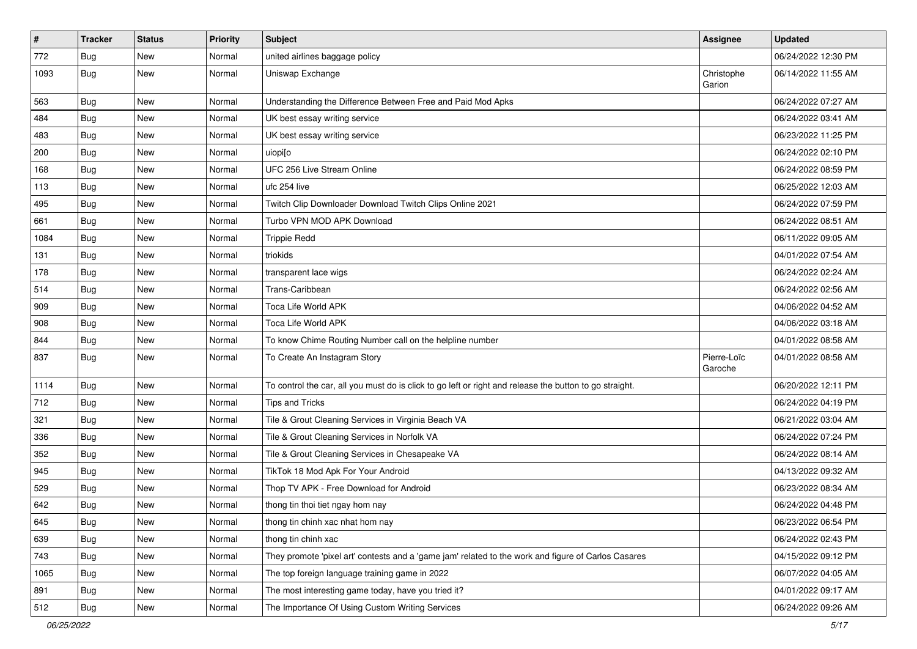| # | Tracker | Status | Priority | Subject | Assignee | Updated |
|---|---|---|---|---|---|---|
| 772 | Bug | New | Normal | united airlines baggage policy | | 06/24/2022 12:30 PM |
| 1093 | Bug | New | Normal | Uniswap Exchange | Christophe Garion | 06/14/2022 11:55 AM |
| 563 | Bug | New | Normal | Understanding the Difference Between Free and Paid Mod Apks | | 06/24/2022 07:27 AM |
| 484 | Bug | New | Normal | UK best essay writing service | | 06/24/2022 03:41 AM |
| 483 | Bug | New | Normal | UK best essay writing service | | 06/23/2022 11:25 PM |
| 200 | Bug | New | Normal | uiopi[o | | 06/24/2022 02:10 PM |
| 168 | Bug | New | Normal | UFC 256 Live Stream Online | | 06/24/2022 08:59 PM |
| 113 | Bug | New | Normal | ufc 254 live | | 06/25/2022 12:03 AM |
| 495 | Bug | New | Normal | Twitch Clip Downloader Download Twitch Clips Online 2021 | | 06/24/2022 07:59 PM |
| 661 | Bug | New | Normal | Turbo VPN MOD APK Download | | 06/24/2022 08:51 AM |
| 1084 | Bug | New | Normal | Trippie Redd | | 06/11/2022 09:05 AM |
| 131 | Bug | New | Normal | triokids | | 04/01/2022 07:54 AM |
| 178 | Bug | New | Normal | transparent lace wigs | | 06/24/2022 02:24 AM |
| 514 | Bug | New | Normal | Trans-Caribbean | | 06/24/2022 02:56 AM |
| 909 | Bug | New | Normal | Toca Life World APK | | 04/06/2022 04:52 AM |
| 908 | Bug | New | Normal | Toca Life World APK | | 04/06/2022 03:18 AM |
| 844 | Bug | New | Normal | To know Chime Routing Number call on the helpline number | | 04/01/2022 08:58 AM |
| 837 | Bug | New | Normal | To Create An Instagram Story | Pierre-Loïc Garoche | 04/01/2022 08:58 AM |
| 1114 | Bug | New | Normal | To control the car, all you must do is click to go left or right and release the button to go straight. | | 06/20/2022 12:11 PM |
| 712 | Bug | New | Normal | Tips and Tricks | | 06/24/2022 04:19 PM |
| 321 | Bug | New | Normal | Tile & Grout Cleaning Services in Virginia Beach VA | | 06/21/2022 03:04 AM |
| 336 | Bug | New | Normal | Tile & Grout Cleaning Services in Norfolk VA | | 06/24/2022 07:24 PM |
| 352 | Bug | New | Normal | Tile & Grout Cleaning Services in Chesapeake VA | | 06/24/2022 08:14 AM |
| 945 | Bug | New | Normal | TikTok 18 Mod Apk For Your Android | | 04/13/2022 09:32 AM |
| 529 | Bug | New | Normal | Thop TV APK - Free Download for Android | | 06/23/2022 08:34 AM |
| 642 | Bug | New | Normal | thong tin thoi tiet ngay hom nay | | 06/24/2022 04:48 PM |
| 645 | Bug | New | Normal | thong tin chinh xac nhat hom nay | | 06/23/2022 06:54 PM |
| 639 | Bug | New | Normal | thong tin chinh xac | | 06/24/2022 02:43 PM |
| 743 | Bug | New | Normal | They promote 'pixel art' contests and a 'game jam' related to the work and figure of Carlos Casares | | 04/15/2022 09:12 PM |
| 1065 | Bug | New | Normal | The top foreign language training game in 2022 | | 06/07/2022 04:05 AM |
| 891 | Bug | New | Normal | The most interesting game today, have you tried it? | | 04/01/2022 09:17 AM |
| 512 | Bug | New | Normal | The Importance Of Using Custom Writing Services | | 06/24/2022 09:26 AM |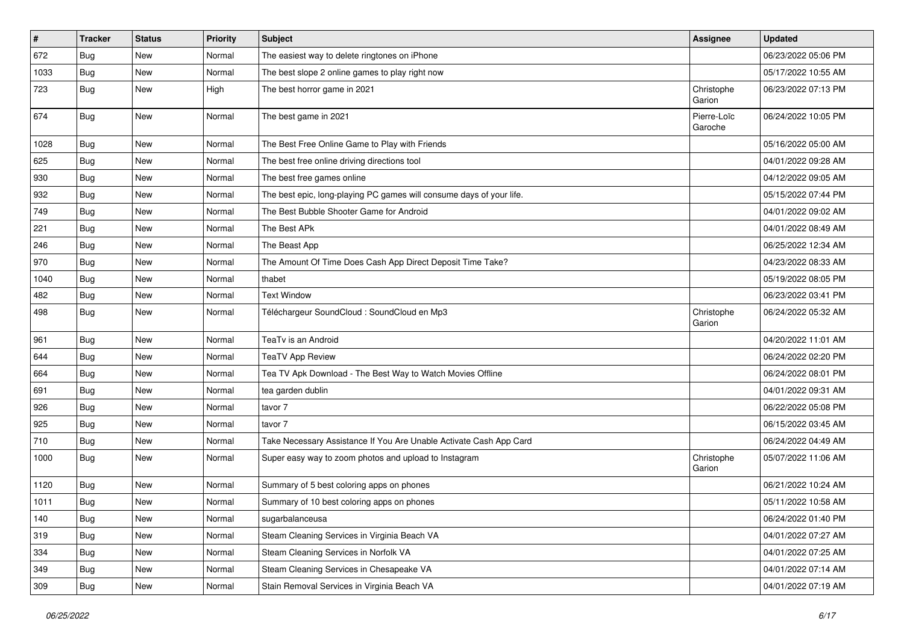| # | Tracker | Status | Priority | Subject | Assignee | Updated |
|---|---|---|---|---|---|---|
| 672 | Bug | New | Normal | The easiest way to delete ringtones on iPhone | | 06/23/2022 05:06 PM |
| 1033 | Bug | New | Normal | The best slope 2 online games to play right now | | 05/17/2022 10:55 AM |
| 723 | Bug | New | High | The best horror game in 2021 | Christophe Garion | 06/23/2022 07:13 PM |
| 674 | Bug | New | Normal | The best game in 2021 | Pierre-Loïc Garoche | 06/24/2022 10:05 PM |
| 1028 | Bug | New | Normal | The Best Free Online Game to Play with Friends | | 05/16/2022 05:00 AM |
| 625 | Bug | New | Normal | The best free online driving directions tool | | 04/01/2022 09:28 AM |
| 930 | Bug | New | Normal | The best free games online | | 04/12/2022 09:05 AM |
| 932 | Bug | New | Normal | The best epic, long-playing PC games will consume days of your life. | | 05/15/2022 07:44 PM |
| 749 | Bug | New | Normal | The Best Bubble Shooter Game for Android | | 04/01/2022 09:02 AM |
| 221 | Bug | New | Normal | The Best APk | | 04/01/2022 08:49 AM |
| 246 | Bug | New | Normal | The Beast App | | 06/25/2022 12:34 AM |
| 970 | Bug | New | Normal | The Amount Of Time Does Cash App Direct Deposit Time Take? | | 04/23/2022 08:33 AM |
| 1040 | Bug | New | Normal | thabet | | 05/19/2022 08:05 PM |
| 482 | Bug | New | Normal | Text Window | | 06/23/2022 03:41 PM |
| 498 | Bug | New | Normal | Téléchargeur SoundCloud : SoundCloud en Mp3 | Christophe Garion | 06/24/2022 05:32 AM |
| 961 | Bug | New | Normal | TeaTv is an Android | | 04/20/2022 11:01 AM |
| 644 | Bug | New | Normal | TeaTV App Review | | 06/24/2022 02:20 PM |
| 664 | Bug | New | Normal | Tea TV Apk Download - The Best Way to Watch Movies Offline | | 06/24/2022 08:01 PM |
| 691 | Bug | New | Normal | tea garden dublin | | 04/01/2022 09:31 AM |
| 926 | Bug | New | Normal | tavor 7 | | 06/22/2022 05:08 PM |
| 925 | Bug | New | Normal | tavor 7 | | 06/15/2022 03:45 AM |
| 710 | Bug | New | Normal | Take Necessary Assistance If You Are Unable Activate Cash App Card | | 06/24/2022 04:49 AM |
| 1000 | Bug | New | Normal | Super easy way to zoom photos and upload to Instagram | Christophe Garion | 05/07/2022 11:06 AM |
| 1120 | Bug | New | Normal | Summary of 5 best coloring apps on phones | | 06/21/2022 10:24 AM |
| 1011 | Bug | New | Normal | Summary of 10 best coloring apps on phones | | 05/11/2022 10:58 AM |
| 140 | Bug | New | Normal | sugarbalanceusa | | 06/24/2022 01:40 PM |
| 319 | Bug | New | Normal | Steam Cleaning Services in Virginia Beach VA | | 04/01/2022 07:27 AM |
| 334 | Bug | New | Normal | Steam Cleaning Services in Norfolk VA | | 04/01/2022 07:25 AM |
| 349 | Bug | New | Normal | Steam Cleaning Services in Chesapeake VA | | 04/01/2022 07:14 AM |
| 309 | Bug | New | Normal | Stain Removal Services in Virginia Beach VA | | 04/01/2022 07:19 AM |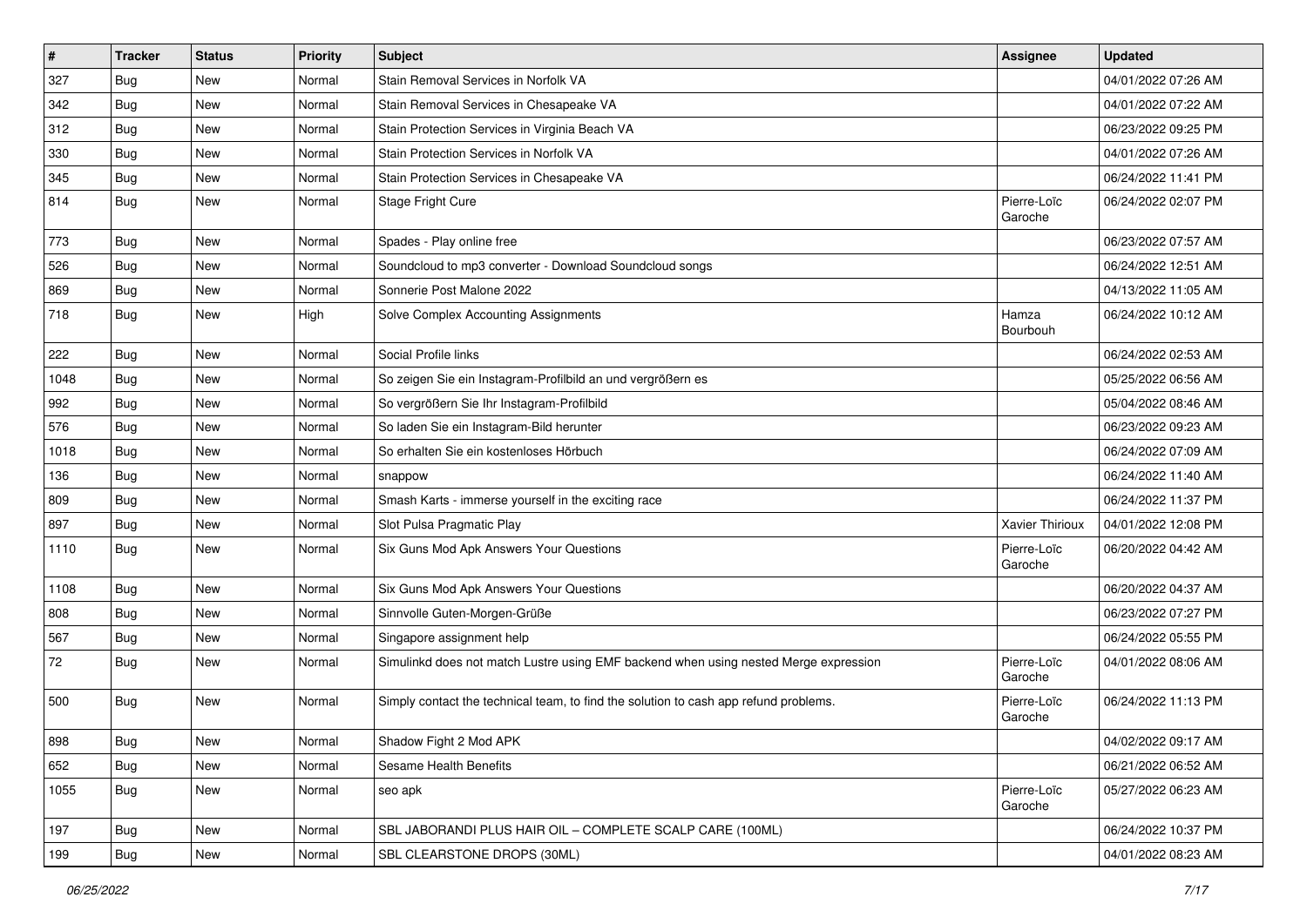| # | Tracker | Status | Priority | Subject | Assignee | Updated |
|---|---|---|---|---|---|---|
| 327 | Bug | New | Normal | Stain Removal Services in Norfolk VA | | 04/01/2022 07:26 AM |
| 342 | Bug | New | Normal | Stain Removal Services in Chesapeake VA | | 04/01/2022 07:22 AM |
| 312 | Bug | New | Normal | Stain Protection Services in Virginia Beach VA | | 06/23/2022 09:25 PM |
| 330 | Bug | New | Normal | Stain Protection Services in Norfolk VA | | 04/01/2022 07:26 AM |
| 345 | Bug | New | Normal | Stain Protection Services in Chesapeake VA | | 06/24/2022 11:41 PM |
| 814 | Bug | New | Normal | Stage Fright Cure | Pierre-Loïc Garoche | 06/24/2022 02:07 PM |
| 773 | Bug | New | Normal | Spades - Play online free | | 06/23/2022 07:57 AM |
| 526 | Bug | New | Normal | Soundcloud to mp3 converter - Download Soundcloud songs | | 06/24/2022 12:51 AM |
| 869 | Bug | New | Normal | Sonnerie Post Malone 2022 | | 04/13/2022 11:05 AM |
| 718 | Bug | New | High | Solve Complex Accounting Assignments | Hamza Bourbouh | 06/24/2022 10:12 AM |
| 222 | Bug | New | Normal | Social Profile links | | 06/24/2022 02:53 AM |
| 1048 | Bug | New | Normal | So zeigen Sie ein Instagram-Profilbild an und vergrößern es | | 05/25/2022 06:56 AM |
| 992 | Bug | New | Normal | So vergrößern Sie Ihr Instagram-Profilbild | | 05/04/2022 08:46 AM |
| 576 | Bug | New | Normal | So laden Sie ein Instagram-Bild herunter | | 06/23/2022 09:23 AM |
| 1018 | Bug | New | Normal | So erhalten Sie ein kostenloses Hörbuch | | 06/24/2022 07:09 AM |
| 136 | Bug | New | Normal | snappow | | 06/24/2022 11:40 AM |
| 809 | Bug | New | Normal | Smash Karts - immerse yourself in the exciting race | | 06/24/2022 11:37 PM |
| 897 | Bug | New | Normal | Slot Pulsa Pragmatic Play | Xavier Thirioux | 04/01/2022 12:08 PM |
| 1110 | Bug | New | Normal | Six Guns Mod Apk Answers Your Questions | Pierre-Loïc Garoche | 06/20/2022 04:42 AM |
| 1108 | Bug | New | Normal | Six Guns Mod Apk Answers Your Questions | | 06/20/2022 04:37 AM |
| 808 | Bug | New | Normal | Sinnvolle Guten-Morgen-Grüße | | 06/23/2022 07:27 PM |
| 567 | Bug | New | Normal | Singapore assignment help | | 06/24/2022 05:55 PM |
| 72 | Bug | New | Normal | Simulinkd does not match Lustre using EMF backend when using nested Merge expression | Pierre-Loïc Garoche | 04/01/2022 08:06 AM |
| 500 | Bug | New | Normal | Simply contact the technical team, to find the solution to cash app refund problems. | Pierre-Loïc Garoche | 06/24/2022 11:13 PM |
| 898 | Bug | New | Normal | Shadow Fight 2 Mod APK | | 04/02/2022 09:17 AM |
| 652 | Bug | New | Normal | Sesame Health Benefits | | 06/21/2022 06:52 AM |
| 1055 | Bug | New | Normal | seo apk | Pierre-Loïc Garoche | 05/27/2022 06:23 AM |
| 197 | Bug | New | Normal | SBL JABORANDI PLUS HAIR OIL – COMPLETE SCALP CARE (100ML) | | 06/24/2022 10:37 PM |
| 199 | Bug | New | Normal | SBL CLEARSTONE DROPS (30ML) | | 04/01/2022 08:23 AM |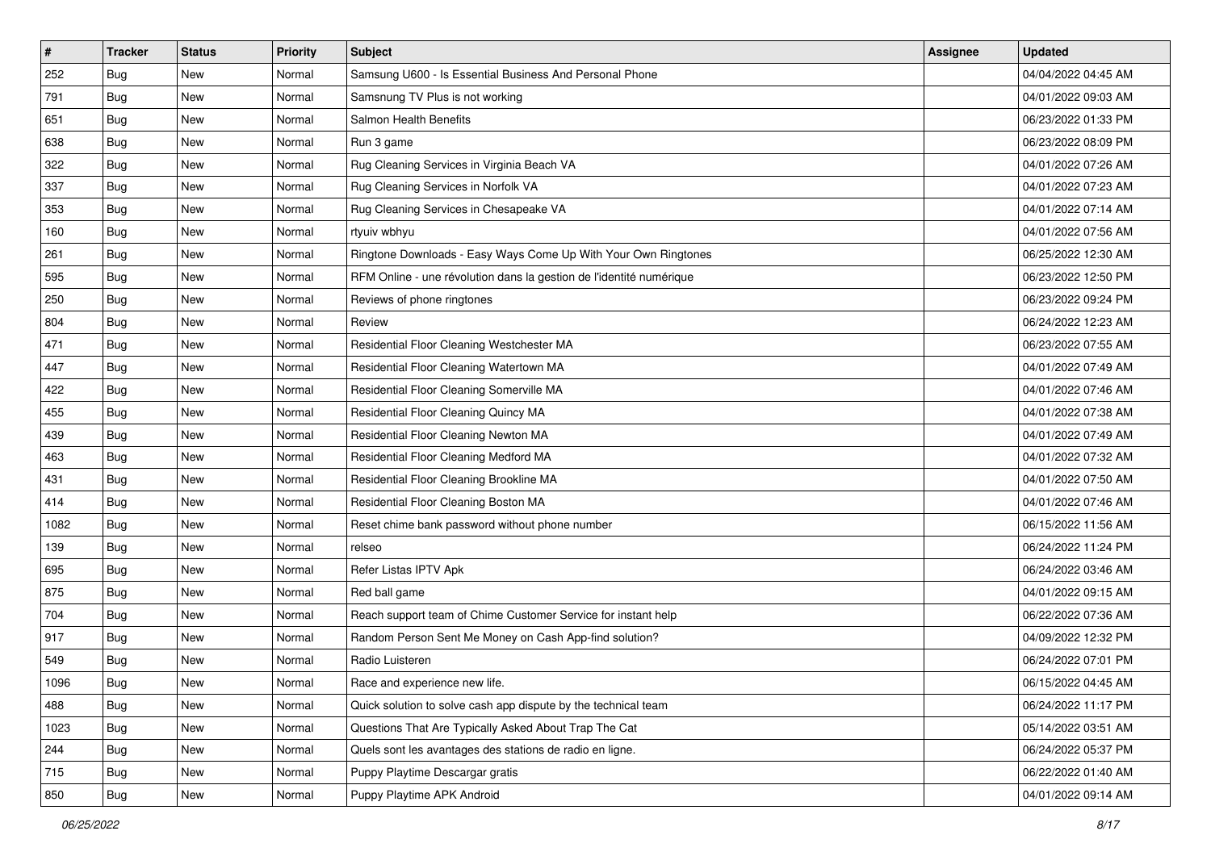| # | Tracker | Status | Priority | Subject | Assignee | Updated |
| --- | --- | --- | --- | --- | --- | --- |
| 252 | Bug | New | Normal | Samsung U600 - Is Essential Business And Personal Phone | | 04/04/2022 04:45 AM |
| 791 | Bug | New | Normal | Samsnung TV Plus is not working | | 04/01/2022 09:03 AM |
| 651 | Bug | New | Normal | Salmon Health Benefits | | 06/23/2022 01:33 PM |
| 638 | Bug | New | Normal | Run 3 game | | 06/23/2022 08:09 PM |
| 322 | Bug | New | Normal | Rug Cleaning Services in Virginia Beach VA | | 04/01/2022 07:26 AM |
| 337 | Bug | New | Normal | Rug Cleaning Services in Norfolk VA | | 04/01/2022 07:23 AM |
| 353 | Bug | New | Normal | Rug Cleaning Services in Chesapeake VA | | 04/01/2022 07:14 AM |
| 160 | Bug | New | Normal | rtyuiv wbhyu | | 04/01/2022 07:56 AM |
| 261 | Bug | New | Normal | Ringtone Downloads - Easy Ways Come Up With Your Own Ringtones | | 06/25/2022 12:30 AM |
| 595 | Bug | New | Normal | RFM Online - une révolution dans la gestion de l'identité numérique | | 06/23/2022 12:50 PM |
| 250 | Bug | New | Normal | Reviews of phone ringtones | | 06/23/2022 09:24 PM |
| 804 | Bug | New | Normal | Review | | 06/24/2022 12:23 AM |
| 471 | Bug | New | Normal | Residential Floor Cleaning Westchester MA | | 06/23/2022 07:55 AM |
| 447 | Bug | New | Normal | Residential Floor Cleaning Watertown MA | | 04/01/2022 07:49 AM |
| 422 | Bug | New | Normal | Residential Floor Cleaning Somerville MA | | 04/01/2022 07:46 AM |
| 455 | Bug | New | Normal | Residential Floor Cleaning Quincy MA | | 04/01/2022 07:38 AM |
| 439 | Bug | New | Normal | Residential Floor Cleaning Newton MA | | 04/01/2022 07:49 AM |
| 463 | Bug | New | Normal | Residential Floor Cleaning Medford MA | | 04/01/2022 07:32 AM |
| 431 | Bug | New | Normal | Residential Floor Cleaning Brookline MA | | 04/01/2022 07:50 AM |
| 414 | Bug | New | Normal | Residential Floor Cleaning Boston MA | | 04/01/2022 07:46 AM |
| 1082 | Bug | New | Normal | Reset chime bank password without phone number | | 06/15/2022 11:56 AM |
| 139 | Bug | New | Normal | relseo | | 06/24/2022 11:24 PM |
| 695 | Bug | New | Normal | Refer Listas IPTV Apk | | 06/24/2022 03:46 AM |
| 875 | Bug | New | Normal | Red ball game | | 04/01/2022 09:15 AM |
| 704 | Bug | New | Normal | Reach support team of Chime Customer Service for instant help | | 06/22/2022 07:36 AM |
| 917 | Bug | New | Normal | Random Person Sent Me Money on Cash App-find solution? | | 04/09/2022 12:32 PM |
| 549 | Bug | New | Normal | Radio Luisteren | | 06/24/2022 07:01 PM |
| 1096 | Bug | New | Normal | Race and experience new life. | | 06/15/2022 04:45 AM |
| 488 | Bug | New | Normal | Quick solution to solve cash app dispute by the technical team | | 06/24/2022 11:17 PM |
| 1023 | Bug | New | Normal | Questions That Are Typically Asked About Trap The Cat | | 05/14/2022 03:51 AM |
| 244 | Bug | New | Normal | Quels sont les avantages des stations de radio en ligne. | | 06/24/2022 05:37 PM |
| 715 | Bug | New | Normal | Puppy Playtime Descargar gratis | | 06/22/2022 01:40 AM |
| 850 | Bug | New | Normal | Puppy Playtime APK Android | | 04/01/2022 09:14 AM |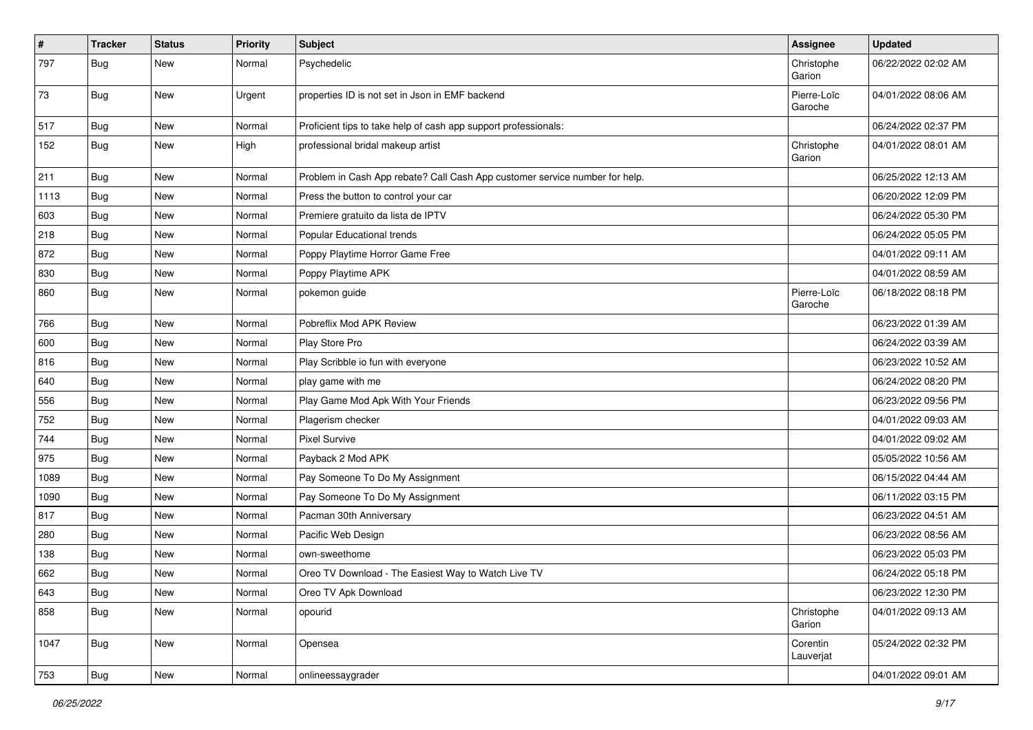| # | Tracker | Status | Priority | Subject | Assignee | Updated |
|---|---|---|---|---|---|---|
| 797 | Bug | New | Normal | Psychedelic | Christophe Garion | 06/22/2022 02:02 AM |
| 73 | Bug | New | Urgent | properties ID is not set in Json in EMF backend | Pierre-Loïc Garoche | 04/01/2022 08:06 AM |
| 517 | Bug | New | Normal | Proficient tips to take help of cash app support professionals: | | 06/24/2022 02:37 PM |
| 152 | Bug | New | High | professional bridal makeup artist | Christophe Garion | 04/01/2022 08:01 AM |
| 211 | Bug | New | Normal | Problem in Cash App rebate? Call Cash App customer service number for help. | | 06/25/2022 12:13 AM |
| 1113 | Bug | New | Normal | Press the button to control your car | | 06/20/2022 12:09 PM |
| 603 | Bug | New | Normal | Premiere gratuito da lista de IPTV | | 06/24/2022 05:30 PM |
| 218 | Bug | New | Normal | Popular Educational trends | | 06/24/2022 05:05 PM |
| 872 | Bug | New | Normal | Poppy Playtime Horror Game Free | | 04/01/2022 09:11 AM |
| 830 | Bug | New | Normal | Poppy Playtime APK | | 04/01/2022 08:59 AM |
| 860 | Bug | New | Normal | pokemon guide | Pierre-Loïc Garoche | 06/18/2022 08:18 PM |
| 766 | Bug | New | Normal | Pobreflix Mod APK Review | | 06/23/2022 01:39 AM |
| 600 | Bug | New | Normal | Play Store Pro | | 06/24/2022 03:39 AM |
| 816 | Bug | New | Normal | Play Scribble io fun with everyone | | 06/23/2022 10:52 AM |
| 640 | Bug | New | Normal | play game with me | | 06/24/2022 08:20 PM |
| 556 | Bug | New | Normal | Play Game Mod Apk With Your Friends | | 06/23/2022 09:56 PM |
| 752 | Bug | New | Normal | Plagerism checker | | 04/01/2022 09:03 AM |
| 744 | Bug | New | Normal | Pixel Survive | | 04/01/2022 09:02 AM |
| 975 | Bug | New | Normal | Payback 2 Mod APK | | 05/05/2022 10:56 AM |
| 1089 | Bug | New | Normal | Pay Someone To Do My Assignment | | 06/15/2022 04:44 AM |
| 1090 | Bug | New | Normal | Pay Someone To Do My Assignment | | 06/11/2022 03:15 PM |
| 817 | Bug | New | Normal | Pacman 30th Anniversary | | 06/23/2022 04:51 AM |
| 280 | Bug | New | Normal | Pacific Web Design | | 06/23/2022 08:56 AM |
| 138 | Bug | New | Normal | own-sweethome | | 06/23/2022 05:03 PM |
| 662 | Bug | New | Normal | Oreo TV Download - The Easiest Way to Watch Live TV | | 06/24/2022 05:18 PM |
| 643 | Bug | New | Normal | Oreo TV Apk Download | | 06/23/2022 12:30 PM |
| 858 | Bug | New | Normal | opourid | Christophe Garion | 04/01/2022 09:13 AM |
| 1047 | Bug | New | Normal | Opensea | Corentin Lauverjat | 05/24/2022 02:32 PM |
| 753 | Bug | New | Normal | onlineessaygrader | | 04/01/2022 09:01 AM |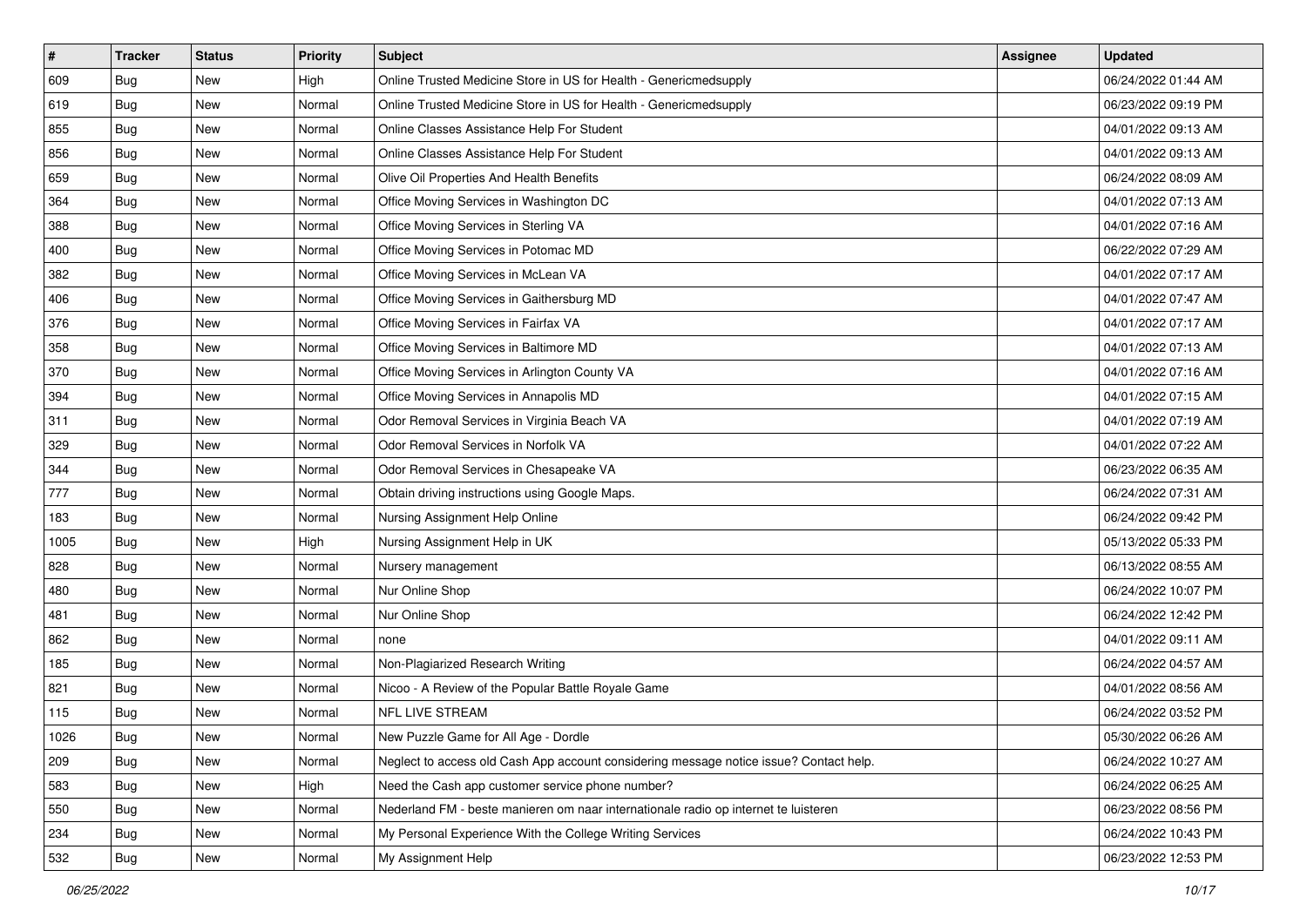| # | Tracker | Status | Priority | Subject | Assignee | Updated |
|---|---|---|---|---|---|---|
| 609 | Bug | New | High | Online Trusted Medicine Store in US for Health - Genericmedsupply | | 06/24/2022 01:44 AM |
| 619 | Bug | New | Normal | Online Trusted Medicine Store in US for Health - Genericmedsupply | | 06/23/2022 09:19 PM |
| 855 | Bug | New | Normal | Online Classes Assistance Help For Student | | 04/01/2022 09:13 AM |
| 856 | Bug | New | Normal | Online Classes Assistance Help For Student | | 04/01/2022 09:13 AM |
| 659 | Bug | New | Normal | Olive Oil Properties And Health Benefits | | 06/24/2022 08:09 AM |
| 364 | Bug | New | Normal | Office Moving Services in Washington DC | | 04/01/2022 07:13 AM |
| 388 | Bug | New | Normal | Office Moving Services in Sterling VA | | 04/01/2022 07:16 AM |
| 400 | Bug | New | Normal | Office Moving Services in Potomac MD | | 06/22/2022 07:29 AM |
| 382 | Bug | New | Normal | Office Moving Services in McLean VA | | 04/01/2022 07:17 AM |
| 406 | Bug | New | Normal | Office Moving Services in Gaithersburg MD | | 04/01/2022 07:47 AM |
| 376 | Bug | New | Normal | Office Moving Services in Fairfax VA | | 04/01/2022 07:17 AM |
| 358 | Bug | New | Normal | Office Moving Services in Baltimore MD | | 04/01/2022 07:13 AM |
| 370 | Bug | New | Normal | Office Moving Services in Arlington County VA | | 04/01/2022 07:16 AM |
| 394 | Bug | New | Normal | Office Moving Services in Annapolis MD | | 04/01/2022 07:15 AM |
| 311 | Bug | New | Normal | Odor Removal Services in Virginia Beach VA | | 04/01/2022 07:19 AM |
| 329 | Bug | New | Normal | Odor Removal Services in Norfolk VA | | 04/01/2022 07:22 AM |
| 344 | Bug | New | Normal | Odor Removal Services in Chesapeake VA | | 06/23/2022 06:35 AM |
| 777 | Bug | New | Normal | Obtain driving instructions using Google Maps. | | 06/24/2022 07:31 AM |
| 183 | Bug | New | Normal | Nursing Assignment Help Online | | 06/24/2022 09:42 PM |
| 1005 | Bug | New | High | Nursing Assignment Help in UK | | 05/13/2022 05:33 PM |
| 828 | Bug | New | Normal | Nursery management | | 06/13/2022 08:55 AM |
| 480 | Bug | New | Normal | Nur Online Shop | | 06/24/2022 10:07 PM |
| 481 | Bug | New | Normal | Nur Online Shop | | 06/24/2022 12:42 PM |
| 862 | Bug | New | Normal | none | | 04/01/2022 09:11 AM |
| 185 | Bug | New | Normal | Non-Plagiarized Research Writing | | 06/24/2022 04:57 AM |
| 821 | Bug | New | Normal | Nicoo - A Review of the Popular Battle Royale Game | | 04/01/2022 08:56 AM |
| 115 | Bug | New | Normal | NFL LIVE STREAM | | 06/24/2022 03:52 PM |
| 1026 | Bug | New | Normal | New Puzzle Game for All Age - Dordle | | 05/30/2022 06:26 AM |
| 209 | Bug | New | Normal | Neglect to access old Cash App account considering message notice issue? Contact help. | | 06/24/2022 10:27 AM |
| 583 | Bug | New | High | Need the Cash app customer service phone number? | | 06/24/2022 06:25 AM |
| 550 | Bug | New | Normal | Nederland FM - beste manieren om naar internationale radio op internet te luisteren | | 06/23/2022 08:56 PM |
| 234 | Bug | New | Normal | My Personal Experience With the College Writing Services | | 06/24/2022 10:43 PM |
| 532 | Bug | New | Normal | My Assignment Help | | 06/23/2022 12:53 PM |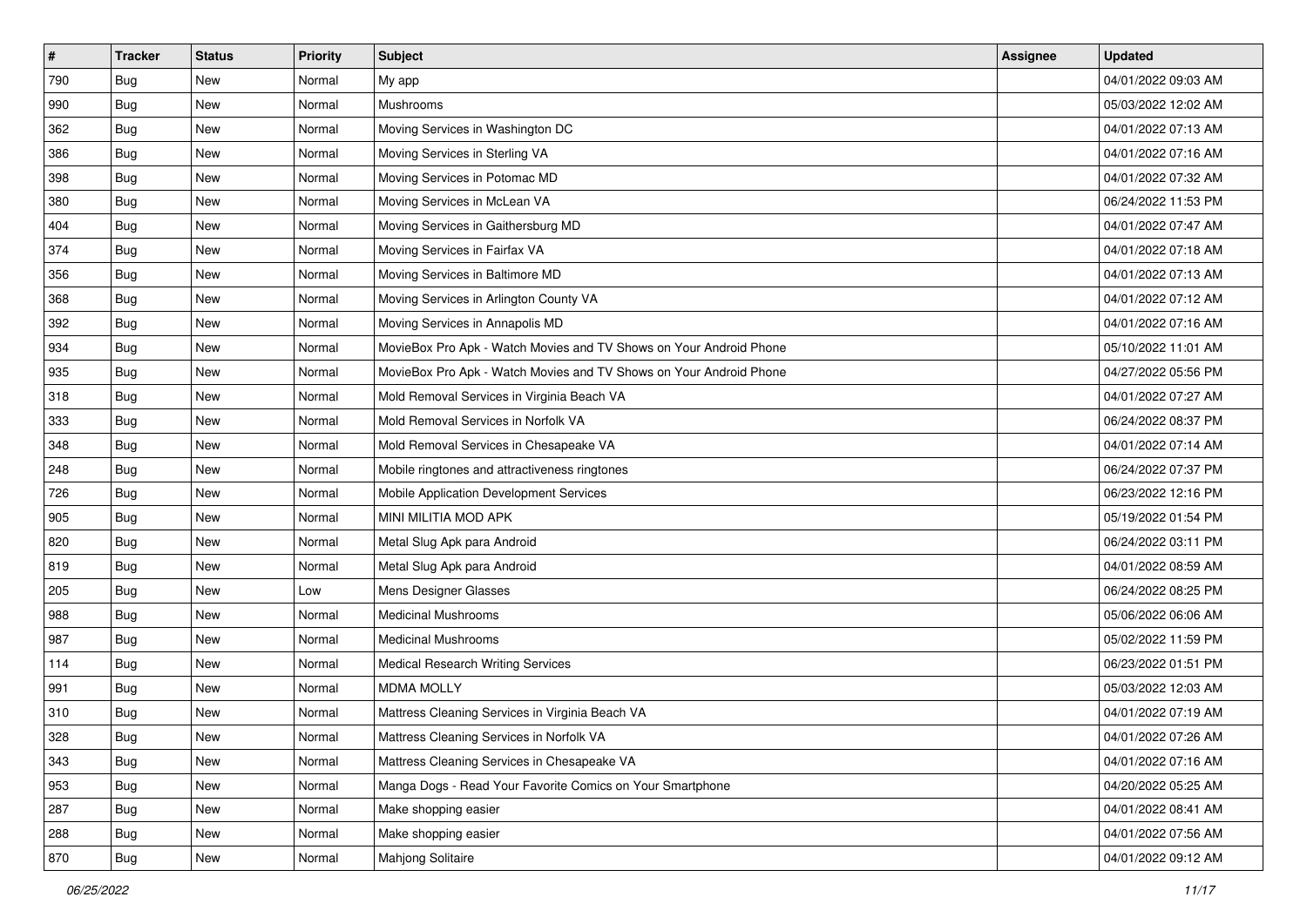| # | Tracker | Status | Priority | Subject | Assignee | Updated |
|---|---|---|---|---|---|---|
| 790 | Bug | New | Normal | My app | | 04/01/2022 09:03 AM |
| 990 | Bug | New | Normal | Mushrooms | | 05/03/2022 12:02 AM |
| 362 | Bug | New | Normal | Moving Services in Washington DC | | 04/01/2022 07:13 AM |
| 386 | Bug | New | Normal | Moving Services in Sterling VA | | 04/01/2022 07:16 AM |
| 398 | Bug | New | Normal | Moving Services in Potomac MD | | 04/01/2022 07:32 AM |
| 380 | Bug | New | Normal | Moving Services in McLean VA | | 06/24/2022 11:53 PM |
| 404 | Bug | New | Normal | Moving Services in Gaithersburg MD | | 04/01/2022 07:47 AM |
| 374 | Bug | New | Normal | Moving Services in Fairfax VA | | 04/01/2022 07:18 AM |
| 356 | Bug | New | Normal | Moving Services in Baltimore MD | | 04/01/2022 07:13 AM |
| 368 | Bug | New | Normal | Moving Services in Arlington County VA | | 04/01/2022 07:12 AM |
| 392 | Bug | New | Normal | Moving Services in Annapolis MD | | 04/01/2022 07:16 AM |
| 934 | Bug | New | Normal | MovieBox Pro Apk - Watch Movies and TV Shows on Your Android Phone | | 05/10/2022 11:01 AM |
| 935 | Bug | New | Normal | MovieBox Pro Apk - Watch Movies and TV Shows on Your Android Phone | | 04/27/2022 05:56 PM |
| 318 | Bug | New | Normal | Mold Removal Services in Virginia Beach VA | | 04/01/2022 07:27 AM |
| 333 | Bug | New | Normal | Mold Removal Services in Norfolk VA | | 06/24/2022 08:37 PM |
| 348 | Bug | New | Normal | Mold Removal Services in Chesapeake VA | | 04/01/2022 07:14 AM |
| 248 | Bug | New | Normal | Mobile ringtones and attractiveness ringtones | | 06/24/2022 07:37 PM |
| 726 | Bug | New | Normal | Mobile Application Development Services | | 06/23/2022 12:16 PM |
| 905 | Bug | New | Normal | MINI MILITIA MOD APK | | 05/19/2022 01:54 PM |
| 820 | Bug | New | Normal | Metal Slug Apk para Android | | 06/24/2022 03:11 PM |
| 819 | Bug | New | Normal | Metal Slug Apk para Android | | 04/01/2022 08:59 AM |
| 205 | Bug | New | Low | Mens Designer Glasses | | 06/24/2022 08:25 PM |
| 988 | Bug | New | Normal | Medicinal Mushrooms | | 05/06/2022 06:06 AM |
| 987 | Bug | New | Normal | Medicinal Mushrooms | | 05/02/2022 11:59 PM |
| 114 | Bug | New | Normal | Medical Research Writing Services | | 06/23/2022 01:51 PM |
| 991 | Bug | New | Normal | MDMA MOLLY | | 05/03/2022 12:03 AM |
| 310 | Bug | New | Normal | Mattress Cleaning Services in Virginia Beach VA | | 04/01/2022 07:19 AM |
| 328 | Bug | New | Normal | Mattress Cleaning Services in Norfolk VA | | 04/01/2022 07:26 AM |
| 343 | Bug | New | Normal | Mattress Cleaning Services in Chesapeake VA | | 04/01/2022 07:16 AM |
| 953 | Bug | New | Normal | Manga Dogs - Read Your Favorite Comics on Your Smartphone | | 04/20/2022 05:25 AM |
| 287 | Bug | New | Normal | Make shopping easier | | 04/01/2022 08:41 AM |
| 288 | Bug | New | Normal | Make shopping easier | | 04/01/2022 07:56 AM |
| 870 | Bug | New | Normal | Mahjong Solitaire | | 04/01/2022 09:12 AM |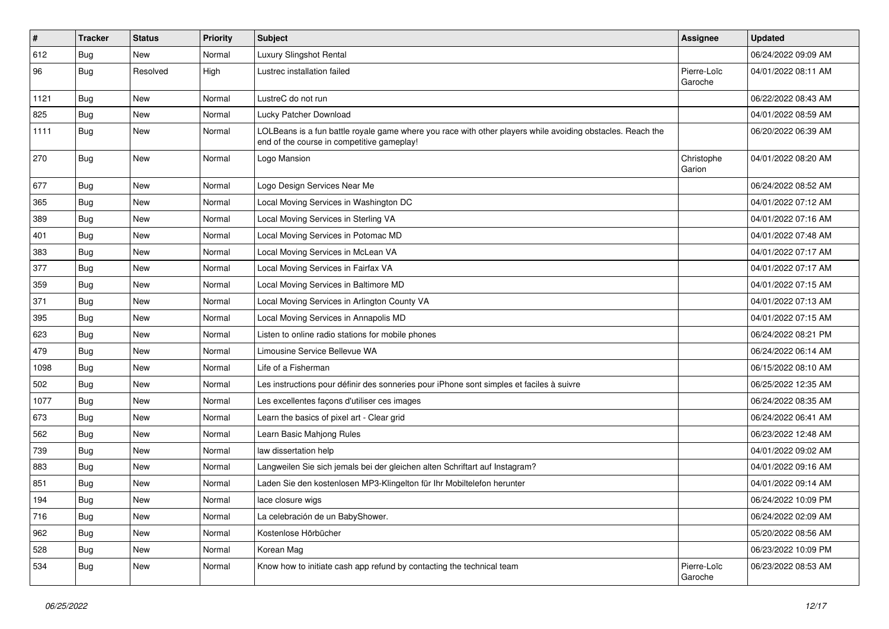| # | Tracker | Status | Priority | Subject | Assignee | Updated |
|---|---|---|---|---|---|---|
| 612 | Bug | New | Normal | Luxury Slingshot Rental | | 06/24/2022 09:09 AM |
| 96 | Bug | Resolved | High | Lustrec installation failed | Pierre-Loïc Garoche | 04/01/2022 08:11 AM |
| 1121 | Bug | New | Normal | LustreC do not run | | 06/22/2022 08:43 AM |
| 825 | Bug | New | Normal | Lucky Patcher Download | | 04/01/2022 08:59 AM |
| 1111 | Bug | New | Normal | LOLBeans is a fun battle royale game where you race with other players while avoiding obstacles. Reach the end of the course in competitive gameplay! | | 06/20/2022 06:39 AM |
| 270 | Bug | New | Normal | Logo Mansion | Christophe Garion | 04/01/2022 08:20 AM |
| 677 | Bug | New | Normal | Logo Design Services Near Me | | 06/24/2022 08:52 AM |
| 365 | Bug | New | Normal | Local Moving Services in Washington DC | | 04/01/2022 07:12 AM |
| 389 | Bug | New | Normal | Local Moving Services in Sterling VA | | 04/01/2022 07:16 AM |
| 401 | Bug | New | Normal | Local Moving Services in Potomac MD | | 04/01/2022 07:48 AM |
| 383 | Bug | New | Normal | Local Moving Services in McLean VA | | 04/01/2022 07:17 AM |
| 377 | Bug | New | Normal | Local Moving Services in Fairfax VA | | 04/01/2022 07:17 AM |
| 359 | Bug | New | Normal | Local Moving Services in Baltimore MD | | 04/01/2022 07:15 AM |
| 371 | Bug | New | Normal | Local Moving Services in Arlington County VA | | 04/01/2022 07:13 AM |
| 395 | Bug | New | Normal | Local Moving Services in Annapolis MD | | 04/01/2022 07:15 AM |
| 623 | Bug | New | Normal | Listen to online radio stations for mobile phones | | 06/24/2022 08:21 PM |
| 479 | Bug | New | Normal | Limousine Service Bellevue WA | | 06/24/2022 06:14 AM |
| 1098 | Bug | New | Normal | Life of a Fisherman | | 06/15/2022 08:10 AM |
| 502 | Bug | New | Normal | Les instructions pour définir des sonneries pour iPhone sont simples et faciles à suivre | | 06/25/2022 12:35 AM |
| 1077 | Bug | New | Normal | Les excellentes façons d'utiliser ces images | | 06/24/2022 08:35 AM |
| 673 | Bug | New | Normal | Learn the basics of pixel art - Clear grid | | 06/24/2022 06:41 AM |
| 562 | Bug | New | Normal | Learn Basic Mahjong Rules | | 06/23/2022 12:48 AM |
| 739 | Bug | New | Normal | law dissertation help | | 04/01/2022 09:02 AM |
| 883 | Bug | New | Normal | Langweilen Sie sich jemals bei der gleichen alten Schriftart auf Instagram? | | 04/01/2022 09:16 AM |
| 851 | Bug | New | Normal | Laden Sie den kostenlosen MP3-Klingelton für Ihr Mobiltelefon herunter | | 04/01/2022 09:14 AM |
| 194 | Bug | New | Normal | lace closure wigs | | 06/24/2022 10:09 PM |
| 716 | Bug | New | Normal | La celebración de un BabyShower. | | 06/24/2022 02:09 AM |
| 962 | Bug | New | Normal | Kostenlose Hörbücher | | 05/20/2022 08:56 AM |
| 528 | Bug | New | Normal | Korean Mag | | 06/23/2022 10:09 PM |
| 534 | Bug | New | Normal | Know how to initiate cash app refund by contacting the technical team | Pierre-Loïc Garoche | 06/23/2022 08:53 AM |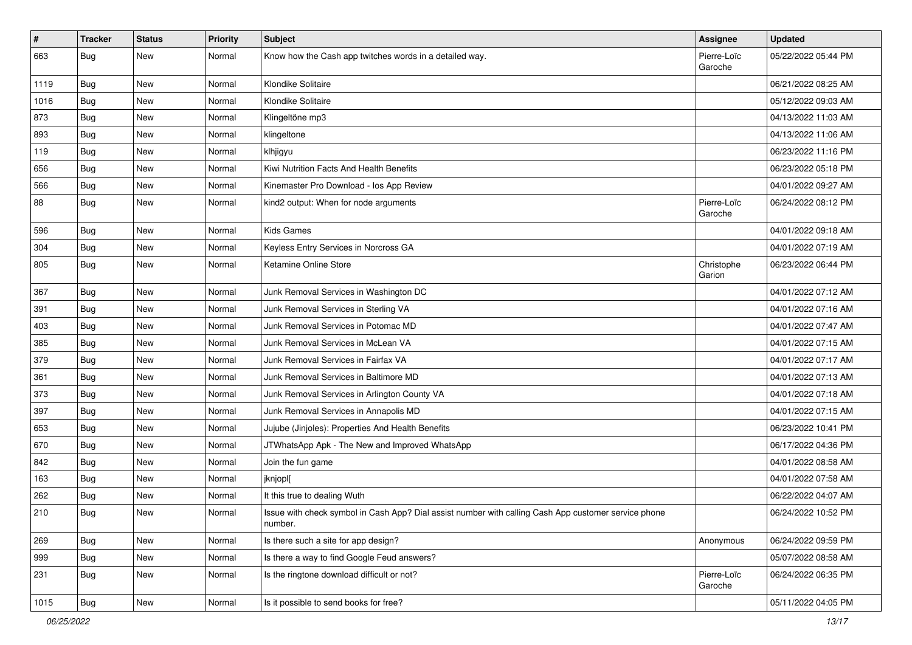| # | Tracker | Status | Priority | Subject | Assignee | Updated |
|---|---|---|---|---|---|---|
| 663 | Bug | New | Normal | Know how the Cash app twitches words in a detailed way. | Pierre-Loïc Garoche | 05/22/2022 05:44 PM |
| 1119 | Bug | New | Normal | Klondike Solitaire | | 06/21/2022 08:25 AM |
| 1016 | Bug | New | Normal | Klondike Solitaire | | 05/12/2022 09:03 AM |
| 873 | Bug | New | Normal | Klingeltöne mp3 | | 04/13/2022 11:03 AM |
| 893 | Bug | New | Normal | klingeltone | | 04/13/2022 11:06 AM |
| 119 | Bug | New | Normal | klhjigyu | | 06/23/2022 11:16 PM |
| 656 | Bug | New | Normal | Kiwi Nutrition Facts And Health Benefits | | 06/23/2022 05:18 PM |
| 566 | Bug | New | Normal | Kinemaster Pro Download - Ios App Review | | 04/01/2022 09:27 AM |
| 88 | Bug | New | Normal | kind2 output: When for node arguments | Pierre-Loïc Garoche | 06/24/2022 08:12 PM |
| 596 | Bug | New | Normal | Kids Games | | 04/01/2022 09:18 AM |
| 304 | Bug | New | Normal | Keyless Entry Services in Norcross GA | | 04/01/2022 07:19 AM |
| 805 | Bug | New | Normal | Ketamine Online Store | Christophe Garion | 06/23/2022 06:44 PM |
| 367 | Bug | New | Normal | Junk Removal Services in Washington DC | | 04/01/2022 07:12 AM |
| 391 | Bug | New | Normal | Junk Removal Services in Sterling VA | | 04/01/2022 07:16 AM |
| 403 | Bug | New | Normal | Junk Removal Services in Potomac MD | | 04/01/2022 07:47 AM |
| 385 | Bug | New | Normal | Junk Removal Services in McLean VA | | 04/01/2022 07:15 AM |
| 379 | Bug | New | Normal | Junk Removal Services in Fairfax VA | | 04/01/2022 07:17 AM |
| 361 | Bug | New | Normal | Junk Removal Services in Baltimore MD | | 04/01/2022 07:13 AM |
| 373 | Bug | New | Normal | Junk Removal Services in Arlington County VA | | 04/01/2022 07:18 AM |
| 397 | Bug | New | Normal | Junk Removal Services in Annapolis MD | | 04/01/2022 07:15 AM |
| 653 | Bug | New | Normal | Jujube (Jinjoles): Properties And Health Benefits | | 06/23/2022 10:41 PM |
| 670 | Bug | New | Normal | JTWhatsApp Apk - The New and Improved WhatsApp | | 06/17/2022 04:36 PM |
| 842 | Bug | New | Normal | Join the fun game | | 04/01/2022 08:58 AM |
| 163 | Bug | New | Normal | jknjopl[ | | 04/01/2022 07:58 AM |
| 262 | Bug | New | Normal | It this true to dealing Wuth | | 06/22/2022 04:07 AM |
| 210 | Bug | New | Normal | Issue with check symbol in Cash App? Dial assist number with calling Cash App customer service phone number. | | 06/24/2022 10:52 PM |
| 269 | Bug | New | Normal | Is there such a site for app design? | Anonymous | 06/24/2022 09:59 PM |
| 999 | Bug | New | Normal | Is there a way to find Google Feud answers? | | 05/07/2022 08:58 AM |
| 231 | Bug | New | Normal | Is the ringtone download difficult or not? | Pierre-Loïc Garoche | 06/24/2022 06:35 PM |
| 1015 | Bug | New | Normal | Is it possible to send books for free? | | 05/11/2022 04:05 PM |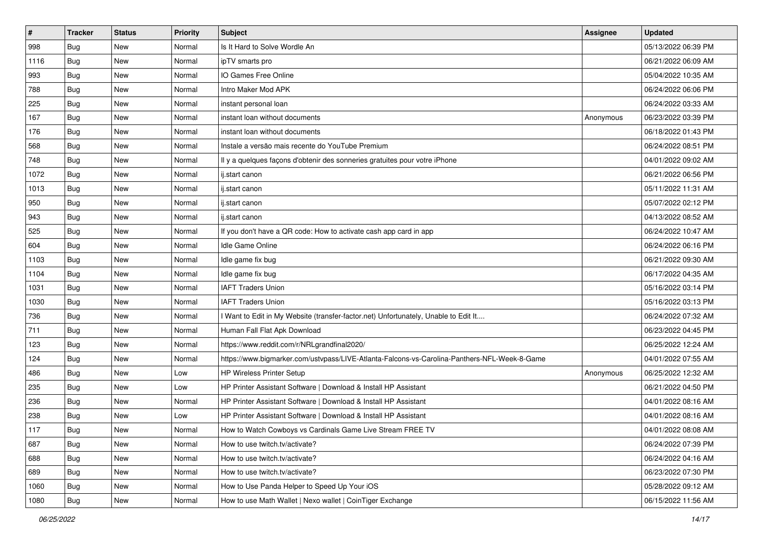| # | Tracker | Status | Priority | Subject | Assignee | Updated |
|---|---|---|---|---|---|---|
| 998 | Bug | New | Normal | Is It Hard to Solve Wordle An | | 05/13/2022 06:39 PM |
| 1116 | Bug | New | Normal | ipTV smarts pro | | 06/21/2022 06:09 AM |
| 993 | Bug | New | Normal | IO Games Free Online | | 05/04/2022 10:35 AM |
| 788 | Bug | New | Normal | Intro Maker Mod APK | | 06/24/2022 06:06 PM |
| 225 | Bug | New | Normal | instant personal loan | | 06/24/2022 03:33 AM |
| 167 | Bug | New | Normal | instant loan without documents | Anonymous | 06/23/2022 03:39 PM |
| 176 | Bug | New | Normal | instant loan without documents | | 06/18/2022 01:43 PM |
| 568 | Bug | New | Normal | Instale a versão mais recente do YouTube Premium | | 06/24/2022 08:51 PM |
| 748 | Bug | New | Normal | Il y a quelques façons d'obtenir des sonneries gratuites pour votre iPhone | | 04/01/2022 09:02 AM |
| 1072 | Bug | New | Normal | ij.start canon | | 06/21/2022 06:56 PM |
| 1013 | Bug | New | Normal | ij.start canon | | 05/11/2022 11:31 AM |
| 950 | Bug | New | Normal | ij.start canon | | 05/07/2022 02:12 PM |
| 943 | Bug | New | Normal | ij.start canon | | 04/13/2022 08:52 AM |
| 525 | Bug | New | Normal | If you don't have a QR code: How to activate cash app card in app | | 06/24/2022 10:47 AM |
| 604 | Bug | New | Normal | Idle Game Online | | 06/24/2022 06:16 PM |
| 1103 | Bug | New | Normal | Idle game fix bug | | 06/21/2022 09:30 AM |
| 1104 | Bug | New | Normal | Idle game fix bug | | 06/17/2022 04:35 AM |
| 1031 | Bug | New | Normal | IAFT Traders Union | | 05/16/2022 03:14 PM |
| 1030 | Bug | New | Normal | IAFT Traders Union | | 05/16/2022 03:13 PM |
| 736 | Bug | New | Normal | I Want to Edit in My Website (transfer-factor.net) Unfortunately, Unable to Edit It.... | | 06/24/2022 07:32 AM |
| 711 | Bug | New | Normal | Human Fall Flat Apk Download | | 06/23/2022 04:45 PM |
| 123 | Bug | New | Normal | https://www.reddit.com/r/NRLgrandfinal2020/ | | 06/25/2022 12:24 AM |
| 124 | Bug | New | Normal | https://www.bigmarker.com/ustvpass/LIVE-Atlanta-Falcons-vs-Carolina-Panthers-NFL-Week-8-Game | | 04/01/2022 07:55 AM |
| 486 | Bug | New | Low | HP Wireless Printer Setup | Anonymous | 06/25/2022 12:32 AM |
| 235 | Bug | New | Low | HP Printer Assistant Software \| Download & Install HP Assistant | | 06/21/2022 04:50 PM |
| 236 | Bug | New | Normal | HP Printer Assistant Software \| Download & Install HP Assistant | | 04/01/2022 08:16 AM |
| 238 | Bug | New | Low | HP Printer Assistant Software \| Download & Install HP Assistant | | 04/01/2022 08:16 AM |
| 117 | Bug | New | Normal | How to Watch Cowboys vs Cardinals Game Live Stream FREE TV | | 04/01/2022 08:08 AM |
| 687 | Bug | New | Normal | How to use twitch.tv/activate? | | 06/24/2022 07:39 PM |
| 688 | Bug | New | Normal | How to use twitch.tv/activate? | | 06/24/2022 04:16 AM |
| 689 | Bug | New | Normal | How to use twitch.tv/activate? | | 06/23/2022 07:30 PM |
| 1060 | Bug | New | Normal | How to Use Panda Helper to Speed Up Your iOS | | 05/28/2022 09:12 AM |
| 1080 | Bug | New | Normal | How to use Math Wallet \| Nexo wallet \| CoinTiger Exchange | | 06/15/2022 11:56 AM |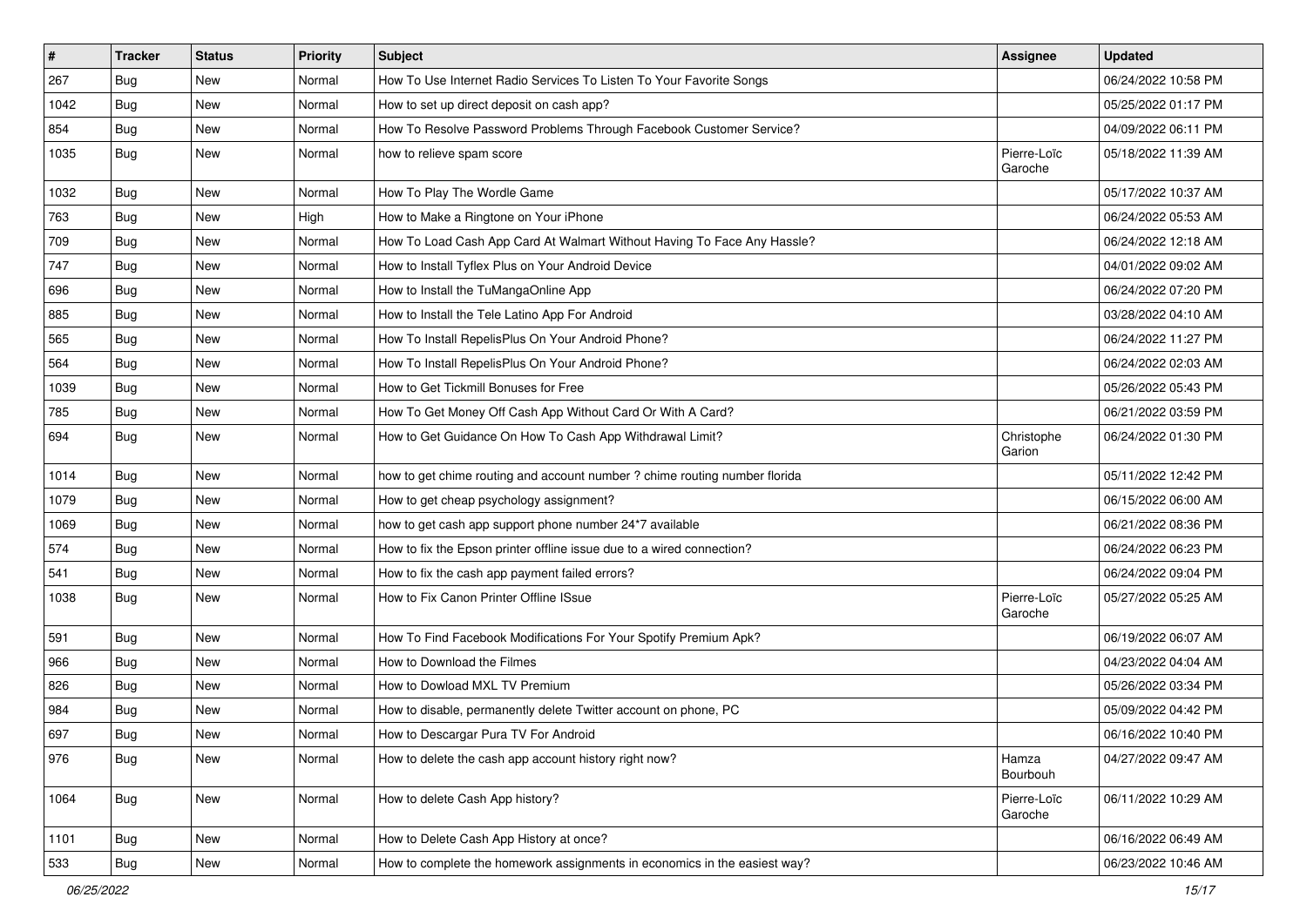| # | Tracker | Status | Priority | Subject | Assignee | Updated |
|---|---|---|---|---|---|---|
| 267 | Bug | New | Normal | How To Use Internet Radio Services To Listen To Your Favorite Songs | | 06/24/2022 10:58 PM |
| 1042 | Bug | New | Normal | How to set up direct deposit on cash app? | | 05/25/2022 01:17 PM |
| 854 | Bug | New | Normal | How To Resolve Password Problems Through Facebook Customer Service? | | 04/09/2022 06:11 PM |
| 1035 | Bug | New | Normal | how to relieve spam score | Pierre-Loïc Garoche | 05/18/2022 11:39 AM |
| 1032 | Bug | New | Normal | How To Play The Wordle Game | | 05/17/2022 10:37 AM |
| 763 | Bug | New | High | How to Make a Ringtone on Your iPhone | | 06/24/2022 05:53 AM |
| 709 | Bug | New | Normal | How To Load Cash App Card At Walmart Without Having To Face Any Hassle? | | 06/24/2022 12:18 AM |
| 747 | Bug | New | Normal | How to Install Tyflex Plus on Your Android Device | | 04/01/2022 09:02 AM |
| 696 | Bug | New | Normal | How to Install the TuMangaOnline App | | 06/24/2022 07:20 PM |
| 885 | Bug | New | Normal | How to Install the Tele Latino App For Android | | 03/28/2022 04:10 AM |
| 565 | Bug | New | Normal | How To Install RepelisPlus On Your Android Phone? | | 06/24/2022 11:27 PM |
| 564 | Bug | New | Normal | How To Install RepelisPlus On Your Android Phone? | | 06/24/2022 02:03 AM |
| 1039 | Bug | New | Normal | How to Get Tickmill Bonuses for Free | | 05/26/2022 05:43 PM |
| 785 | Bug | New | Normal | How To Get Money Off Cash App Without Card Or With A Card? | | 06/21/2022 03:59 PM |
| 694 | Bug | New | Normal | How to Get Guidance On How To Cash App Withdrawal Limit? | Christophe Garion | 06/24/2022 01:30 PM |
| 1014 | Bug | New | Normal | how to get chime routing and account number ? chime routing number florida | | 05/11/2022 12:42 PM |
| 1079 | Bug | New | Normal | How to get cheap psychology assignment? | | 06/15/2022 06:00 AM |
| 1069 | Bug | New | Normal | how to get cash app support phone number 24*7 available | | 06/21/2022 08:36 PM |
| 574 | Bug | New | Normal | How to fix the Epson printer offline issue due to a wired connection? | | 06/24/2022 06:23 PM |
| 541 | Bug | New | Normal | How to fix the cash app payment failed errors? | | 06/24/2022 09:04 PM |
| 1038 | Bug | New | Normal | How to Fix Canon Printer Offline ISsue | Pierre-Loïc Garoche | 05/27/2022 05:25 AM |
| 591 | Bug | New | Normal | How To Find Facebook Modifications For Your Spotify Premium Apk? | | 06/19/2022 06:07 AM |
| 966 | Bug | New | Normal | How to Download the Filmes | | 04/23/2022 04:04 AM |
| 826 | Bug | New | Normal | How to Dowload MXL TV Premium | | 05/26/2022 03:34 PM |
| 984 | Bug | New | Normal | How to disable, permanently delete Twitter account on phone, PC | | 05/09/2022 04:42 PM |
| 697 | Bug | New | Normal | How to Descargar Pura TV For Android | | 06/16/2022 10:40 PM |
| 976 | Bug | New | Normal | How to delete the cash app account history right now? | Hamza Bourbouh | 04/27/2022 09:47 AM |
| 1064 | Bug | New | Normal | How to delete Cash App history? | Pierre-Loïc Garoche | 06/11/2022 10:29 AM |
| 1101 | Bug | New | Normal | How to Delete Cash App History at once? | | 06/16/2022 06:49 AM |
| 533 | Bug | New | Normal | How to complete the homework assignments in economics in the easiest way? | | 06/23/2022 10:46 AM |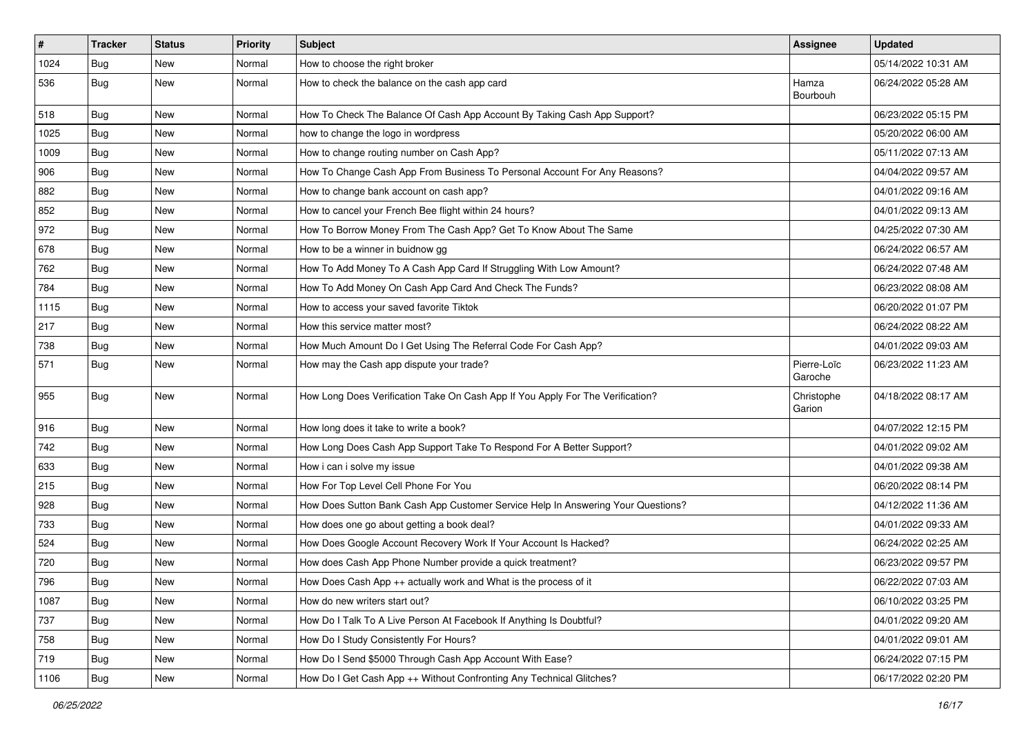| # | Tracker | Status | Priority | Subject | Assignee | Updated |
|---|---|---|---|---|---|---|
| 1024 | Bug | New | Normal | How to choose the right broker | | 05/14/2022 10:31 AM |
| 536 | Bug | New | Normal | How to check the balance on the cash app card | Hamza Bourbouh | 06/24/2022 05:28 AM |
| 518 | Bug | New | Normal | How To Check The Balance Of Cash App Account By Taking Cash App Support? | | 06/23/2022 05:15 PM |
| 1025 | Bug | New | Normal | how to change the logo in wordpress | | 05/20/2022 06:00 AM |
| 1009 | Bug | New | Normal | How to change routing number on Cash App? | | 05/11/2022 07:13 AM |
| 906 | Bug | New | Normal | How To Change Cash App From Business To Personal Account For Any Reasons? | | 04/04/2022 09:57 AM |
| 882 | Bug | New | Normal | How to change bank account on cash app? | | 04/01/2022 09:16 AM |
| 852 | Bug | New | Normal | How to cancel your French Bee flight within 24 hours? | | 04/01/2022 09:13 AM |
| 972 | Bug | New | Normal | How To Borrow Money From The Cash App? Get To Know About The Same | | 04/25/2022 07:30 AM |
| 678 | Bug | New | Normal | How to be a winner in buidnow gg | | 06/24/2022 06:57 AM |
| 762 | Bug | New | Normal | How To Add Money To A Cash App Card If Struggling With Low Amount? | | 06/24/2022 07:48 AM |
| 784 | Bug | New | Normal | How To Add Money On Cash App Card And Check The Funds? | | 06/23/2022 08:08 AM |
| 1115 | Bug | New | Normal | How to access your saved favorite Tiktok | | 06/20/2022 01:07 PM |
| 217 | Bug | New | Normal | How this service matter most? | | 06/24/2022 08:22 AM |
| 738 | Bug | New | Normal | How Much Amount Do I Get Using The Referral Code For Cash App? | | 04/01/2022 09:03 AM |
| 571 | Bug | New | Normal | How may the Cash app dispute your trade? | Pierre-Loïc Garoche | 06/23/2022 11:23 AM |
| 955 | Bug | New | Normal | How Long Does Verification Take On Cash App If You Apply For The Verification? | Christophe Garion | 04/18/2022 08:17 AM |
| 916 | Bug | New | Normal | How long does it take to write a book? | | 04/07/2022 12:15 PM |
| 742 | Bug | New | Normal | How Long Does Cash App Support Take To Respond For A Better Support? | | 04/01/2022 09:02 AM |
| 633 | Bug | New | Normal | How i can i solve my issue | | 04/01/2022 09:38 AM |
| 215 | Bug | New | Normal | How For Top Level Cell Phone For You | | 06/20/2022 08:14 PM |
| 928 | Bug | New | Normal | How Does Sutton Bank Cash App Customer Service Help In Answering Your Questions? | | 04/12/2022 11:36 AM |
| 733 | Bug | New | Normal | How does one go about getting a book deal? | | 04/01/2022 09:33 AM |
| 524 | Bug | New | Normal | How Does Google Account Recovery Work If Your Account Is Hacked? | | 06/24/2022 02:25 AM |
| 720 | Bug | New | Normal | How does Cash App Phone Number provide a quick treatment? | | 06/23/2022 09:57 PM |
| 796 | Bug | New | Normal | How Does Cash App ++ actually work and What is the process of it | | 06/22/2022 07:03 AM |
| 1087 | Bug | New | Normal | How do new writers start out? | | 06/10/2022 03:25 PM |
| 737 | Bug | New | Normal | How Do I Talk To A Live Person At Facebook If Anything Is Doubtful? | | 04/01/2022 09:20 AM |
| 758 | Bug | New | Normal | How Do I Study Consistently For Hours? | | 04/01/2022 09:01 AM |
| 719 | Bug | New | Normal | How Do I Send $5000 Through Cash App Account With Ease? | | 06/24/2022 07:15 PM |
| 1106 | Bug | New | Normal | How Do I Get Cash App ++ Without Confronting Any Technical Glitches? | | 06/17/2022 02:20 PM |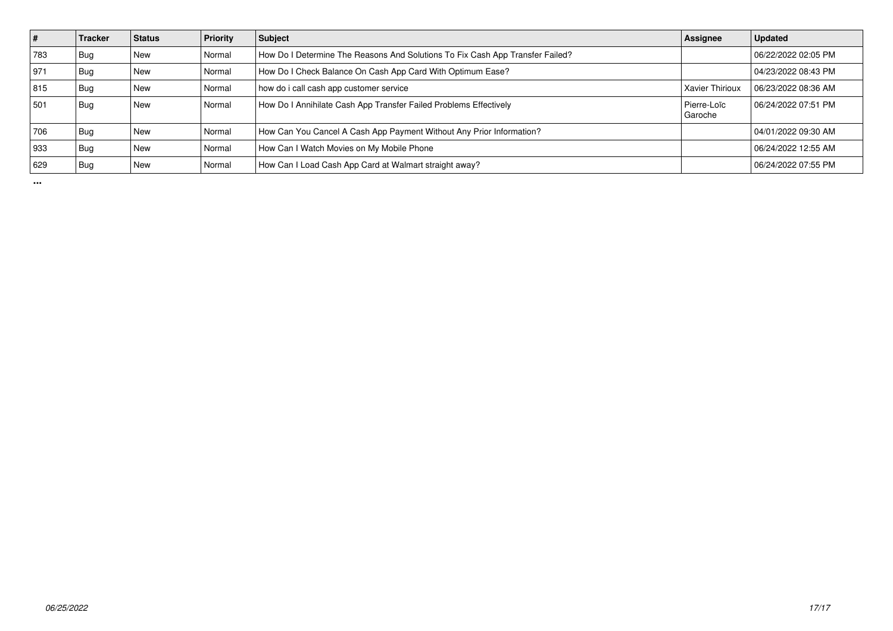| # | Tracker | Status | Priority | Subject | Assignee | Updated |
|---|---|---|---|---|---|---|
| 783 | Bug | New | Normal | How Do I Determine The Reasons And Solutions To Fix Cash App Transfer Failed? | | 06/22/2022 02:05 PM |
| 971 | Bug | New | Normal | How Do I Check Balance On Cash App Card With Optimum Ease? | | 04/23/2022 08:43 PM |
| 815 | Bug | New | Normal | how do i call cash app customer service | Xavier Thirioux | 06/23/2022 08:36 AM |
| 501 | Bug | New | Normal | How Do I Annihilate Cash App Transfer Failed Problems Effectively | Pierre-Loïc Garoche | 06/24/2022 07:51 PM |
| 706 | Bug | New | Normal | How Can You Cancel A Cash App Payment Without Any Prior Information? | | 04/01/2022 09:30 AM |
| 933 | Bug | New | Normal | How Can I Watch Movies on My Mobile Phone | | 06/24/2022 12:55 AM |
| 629 | Bug | New | Normal | How Can I Load Cash App Card at Walmart straight away? | | 06/24/2022 07:55 PM |

...